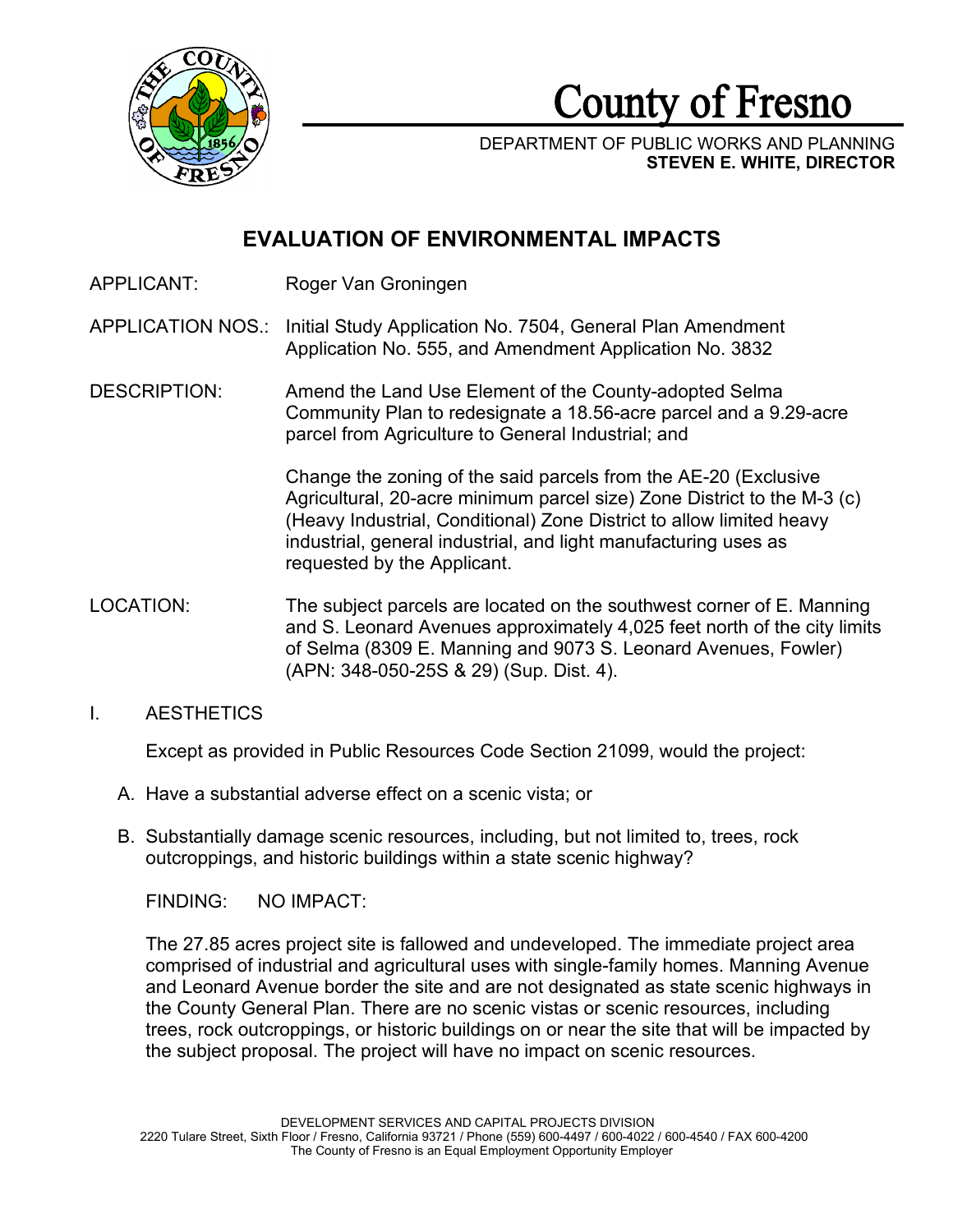# County of Fresno

DEPARTMENT OF PUBLIC WORKS AND PLANNING
**STEVEN E. WHITE, DIRECTOR**

## EVALUATION OF ENVIRONMENTAL IMPACTS

APPLICANT: Roger Van Groningen

APPLICATION NOS.: Initial Study Application No. 7504, General Plan Amendment Application No. 555, and Amendment Application No. 3832

DESCRIPTION: Amend the Land Use Element of the County-adopted Selma Community Plan to redesignate a 18.56-acre parcel and a 9.29-acre parcel from Agriculture to General Industrial; and

Change the zoning of the said parcels from the AE-20 (Exclusive Agricultural, 20-acre minimum parcel size) Zone District to the M-3 (c) (Heavy Industrial, Conditional) Zone District to allow limited heavy industrial, general industrial, and light manufacturing uses as requested by the Applicant.

LOCATION: The subject parcels are located on the southwest corner of E. Manning and S. Leonard Avenues approximately 4,025 feet north of the city limits of Selma (8309 E. Manning and 9073 S. Leonard Avenues, Fowler) (APN: 348-050-25S & 29) (Sup. Dist. 4).

I. AESTHETICS

Except as provided in Public Resources Code Section 21099, would the project:

A. Have a substantial adverse effect on a scenic vista; or

B. Substantially damage scenic resources, including, but not limited to, trees, rock outcroppings, and historic buildings within a state scenic highway?

FINDING: NO IMPACT:

The 27.85 acres project site is fallowed and undeveloped. The immediate project area comprised of industrial and agricultural uses with single-family homes. Manning Avenue and Leonard Avenue border the site and are not designated as state scenic highways in the County General Plan. There are no scenic vistas or scenic resources, including trees, rock outcroppings, or historic buildings on or near the site that will be impacted by the subject proposal. The project will have no impact on scenic resources.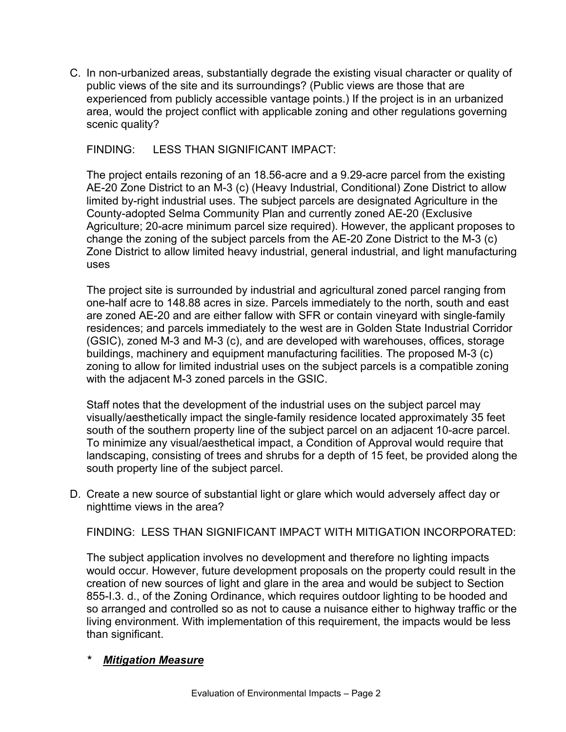C. In non-urbanized areas, substantially degrade the existing visual character or quality of public views of the site and its surroundings? (Public views are those that are experienced from publicly accessible vantage points.) If the project is in an urbanized area, would the project conflict with applicable zoning and other regulations governing scenic quality?

   FINDING: LESS THAN SIGNIFICANT IMPACT:

   The project entails rezoning of an 18.56-acre and a 9.29-acre parcel from the existing AE-20 Zone District to an M-3 (c) (Heavy Industrial, Conditional) Zone District to allow limited by-right industrial uses. The subject parcels are designated Agriculture in the County-adopted Selma Community Plan and currently zoned AE-20 (Exclusive Agriculture; 20-acre minimum parcel size required). However, the applicant proposes to change the zoning of the subject parcels from the AE-20 Zone District to the M-3 (c) Zone District to allow limited heavy industrial, general industrial, and light manufacturing uses

   The project site is surrounded by industrial and agricultural zoned parcel ranging from one-half acre to 148.88 acres in size. Parcels immediately to the north, south and east are zoned AE-20 and are either fallow with SFR or contain vineyard with single-family residences; and parcels immediately to the west are in Golden State Industrial Corridor (GSIC), zoned M-3 and M-3 (c), and are developed with warehouses, offices, storage buildings, machinery and equipment manufacturing facilities. The proposed M-3 (c) zoning to allow for limited industrial uses on the subject parcels is a compatible zoning with the adjacent M-3 zoned parcels in the GSIC.

   Staff notes that the development of the industrial uses on the subject parcel may visually/aesthetically impact the single-family residence located approximately 35 feet south of the southern property line of the subject parcel on an adjacent 10-acre parcel. To minimize any visual/aesthetical impact, a Condition of Approval would require that landscaping, consisting of trees and shrubs for a depth of 15 feet, be provided along the south property line of the subject parcel.

D. Create a new source of substantial light or glare which would adversely affect day or nighttime views in the area?

   FINDING: LESS THAN SIGNIFICANT IMPACT WITH MITIGATION INCORPORATED:

   The subject application involves no development and therefore no lighting impacts would occur. However, future development proposals on the property could result in the creation of new sources of light and glare in the area and would be subject to Section 855-I.3. d., of the Zoning Ordinance, which requires outdoor lighting to be hooded and so arranged and controlled so as not to cause a nuisance either to highway traffic or the living environment. With implementation of this requirement, the impacts would be less than significant.

   *** _Mitigation Measure_**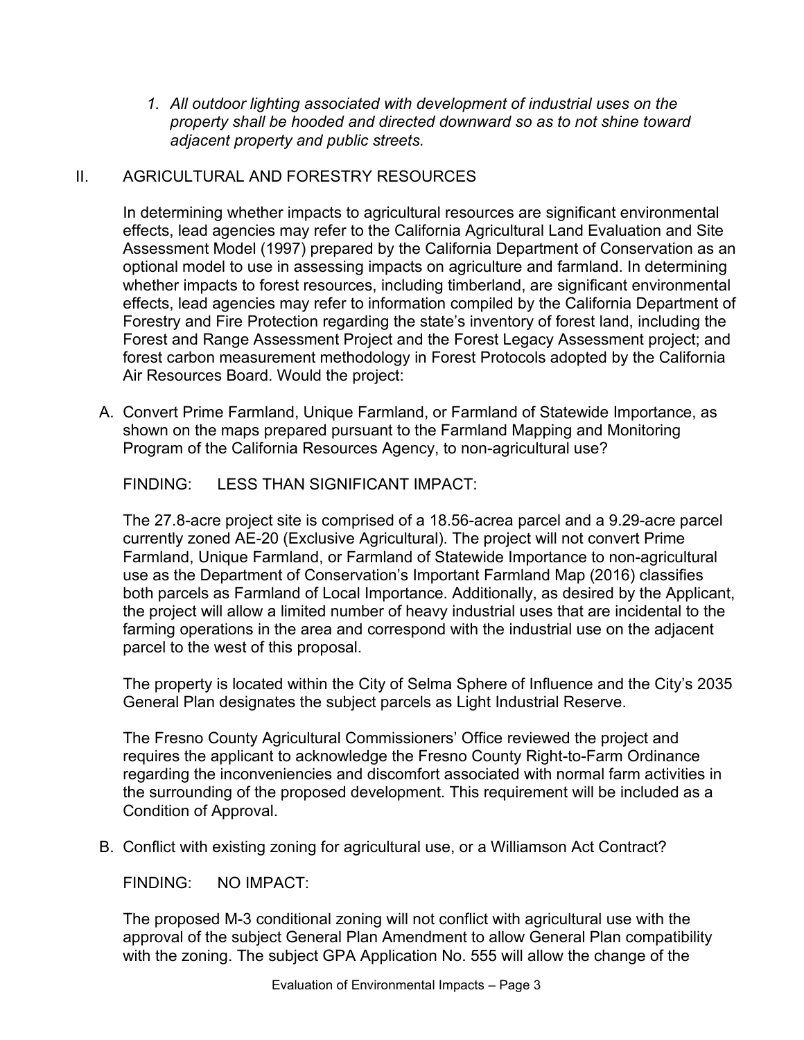1. *All outdoor lighting associated with development of industrial uses on the property shall be hooded and directed downward so as to not shine toward adjacent property and public streets.*

## II. AGRICULTURAL AND FORESTRY RESOURCES

In determining whether impacts to agricultural resources are significant environmental effects, lead agencies may refer to the California Agricultural Land Evaluation and Site Assessment Model (1997) prepared by the California Department of Conservation as an optional model to use in assessing impacts on agriculture and farmland. In determining whether impacts to forest resources, including timberland, are significant environmental effects, lead agencies may refer to information compiled by the California Department of Forestry and Fire Protection regarding the state's inventory of forest land, including the Forest and Range Assessment Project and the Forest Legacy Assessment project; and forest carbon measurement methodology in Forest Protocols adopted by the California Air Resources Board. Would the project:

A. Convert Prime Farmland, Unique Farmland, or Farmland of Statewide Importance, as shown on the maps prepared pursuant to the Farmland Mapping and Monitoring Program of the California Resources Agency, to non-agricultural use?

FINDING: LESS THAN SIGNIFICANT IMPACT:

The 27.8-acre project site is comprised of a 18.56-acrea parcel and a 9.29-acre parcel currently zoned AE-20 (Exclusive Agricultural). The project will not convert Prime Farmland, Unique Farmland, or Farmland of Statewide Importance to non-agricultural use as the Department of Conservation's Important Farmland Map (2016) classifies both parcels as Farmland of Local Importance. Additionally, as desired by the Applicant, the project will allow a limited number of heavy industrial uses that are incidental to the farming operations in the area and correspond with the industrial use on the adjacent parcel to the west of this proposal.

The property is located within the City of Selma Sphere of Influence and the City's 2035 General Plan designates the subject parcels as Light Industrial Reserve.

The Fresno County Agricultural Commissioners' Office reviewed the project and requires the applicant to acknowledge the Fresno County Right-to-Farm Ordinance regarding the inconveniencies and discomfort associated with normal farm activities in the surrounding of the proposed development. This requirement will be included as a Condition of Approval.

B. Conflict with existing zoning for agricultural use, or a Williamson Act Contract?

FINDING: NO IMPACT:

The proposed M-3 conditional zoning will not conflict with agricultural use with the approval of the subject General Plan Amendment to allow General Plan compatibility with the zoning. The subject GPA Application No. 555 will allow the change of the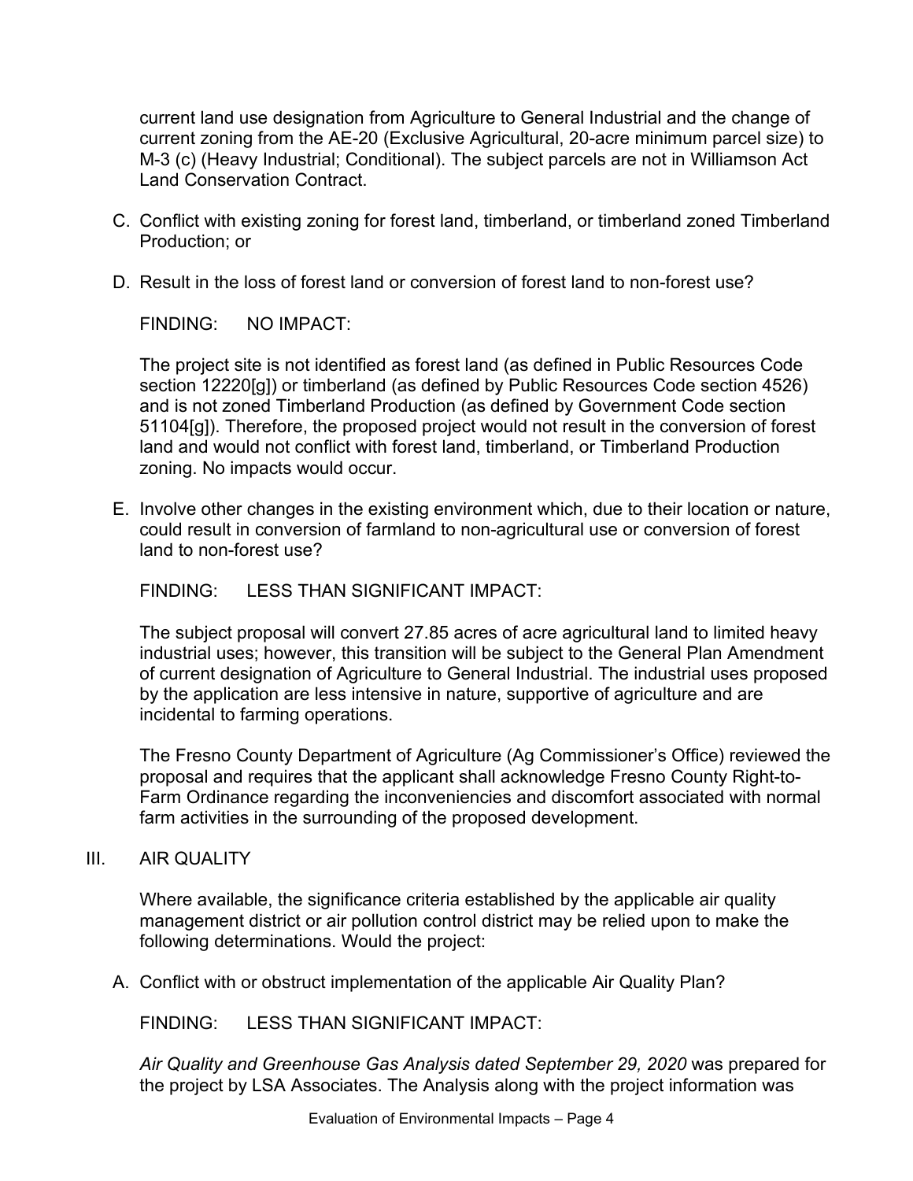current land use designation from Agriculture to General Industrial and the change of current zoning from the AE-20 (Exclusive Agricultural, 20-acre minimum parcel size) to M-3 (c) (Heavy Industrial; Conditional). The subject parcels are not in Williamson Act Land Conservation Contract.

C. Conflict with existing zoning for forest land, timberland, or timberland zoned Timberland Production; or

D. Result in the loss of forest land or conversion of forest land to non-forest use?

FINDING: NO IMPACT:

The project site is not identified as forest land (as defined in Public Resources Code section 12220[g]) or timberland (as defined by Public Resources Code section 4526) and is not zoned Timberland Production (as defined by Government Code section 51104[g]). Therefore, the proposed project would not result in the conversion of forest land and would not conflict with forest land, timberland, or Timberland Production zoning. No impacts would occur.

E. Involve other changes in the existing environment which, due to their location or nature, could result in conversion of farmland to non-agricultural use or conversion of forest land to non-forest use?

FINDING: LESS THAN SIGNIFICANT IMPACT:

The subject proposal will convert 27.85 acres of acre agricultural land to limited heavy industrial uses; however, this transition will be subject to the General Plan Amendment of current designation of Agriculture to General Industrial. The industrial uses proposed by the application are less intensive in nature, supportive of agriculture and are incidental to farming operations.

The Fresno County Department of Agriculture (Ag Commissioner's Office) reviewed the proposal and requires that the applicant shall acknowledge Fresno County Right-to-Farm Ordinance regarding the inconveniencies and discomfort associated with normal farm activities in the surrounding of the proposed development.

## III. AIR QUALITY

Where available, the significance criteria established by the applicable air quality management district or air pollution control district may be relied upon to make the following determinations. Would the project:

A. Conflict with or obstruct implementation of the applicable Air Quality Plan?

FINDING: LESS THAN SIGNIFICANT IMPACT:

*Air Quality and Greenhouse Gas Analysis dated September 29, 2020* was prepared for the project by LSA Associates. The Analysis along with the project information was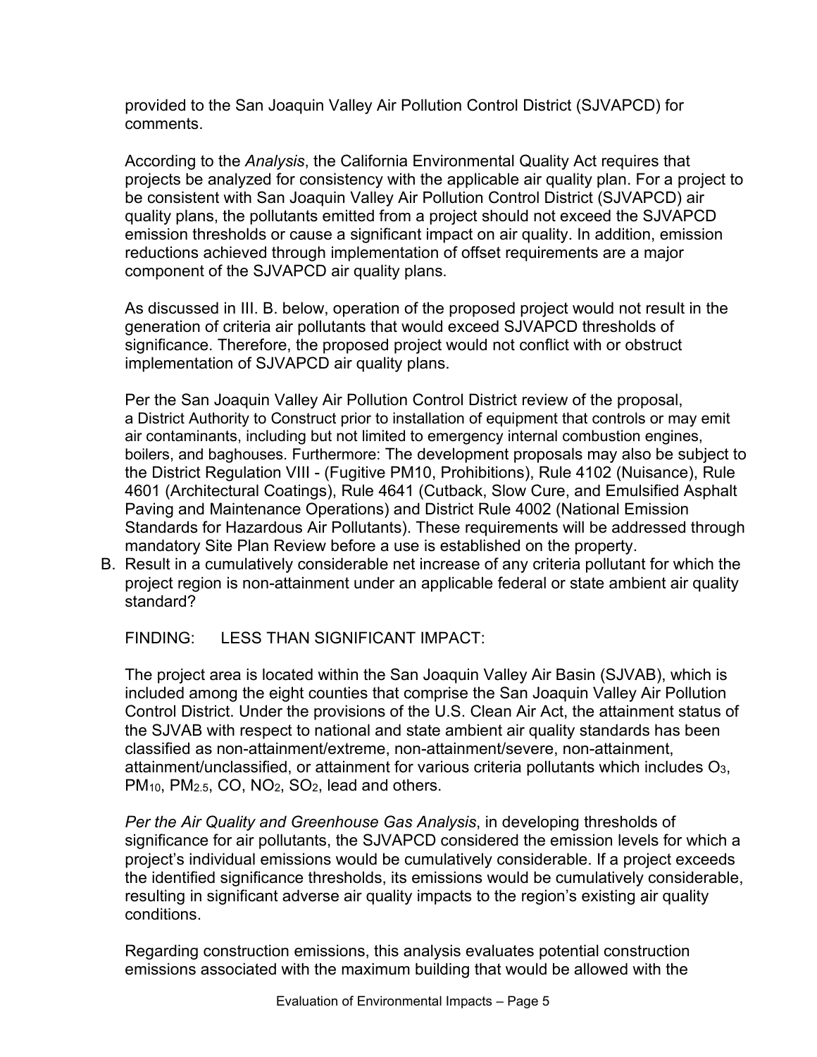provided to the San Joaquin Valley Air Pollution Control District (SJVAPCD) for comments.

According to the *Analysis*, the California Environmental Quality Act requires that projects be analyzed for consistency with the applicable air quality plan. For a project to be consistent with San Joaquin Valley Air Pollution Control District (SJVAPCD) air quality plans, the pollutants emitted from a project should not exceed the SJVAPCD emission thresholds or cause a significant impact on air quality. In addition, emission reductions achieved through implementation of offset requirements are a major component of the SJVAPCD air quality plans.

As discussed in III. B. below, operation of the proposed project would not result in the generation of criteria air pollutants that would exceed SJVAPCD thresholds of significance. Therefore, the proposed project would not conflict with or obstruct implementation of SJVAPCD air quality plans.

Per the San Joaquin Valley Air Pollution Control District review of the proposal, a District Authority to Construct prior to installation of equipment that controls or may emit air contaminants, including but not limited to emergency internal combustion engines, boilers, and baghouses. Furthermore: The development proposals may also be subject to the District Regulation VIII - (Fugitive PM10, Prohibitions), Rule 4102 (Nuisance), Rule 4601 (Architectural Coatings), Rule 4641 (Cutback, Slow Cure, and Emulsified Asphalt Paving and Maintenance Operations) and District Rule 4002 (National Emission Standards for Hazardous Air Pollutants). These requirements will be addressed through mandatory Site Plan Review before a use is established on the property.

B. Result in a cumulatively considerable net increase of any criteria pollutant for which the project region is non-attainment under an applicable federal or state ambient air quality standard?

FINDING: LESS THAN SIGNIFICANT IMPACT:

The project area is located within the San Joaquin Valley Air Basin (SJVAB), which is included among the eight counties that comprise the San Joaquin Valley Air Pollution Control District. Under the provisions of the U.S. Clean Air Act, the attainment status of the SJVAB with respect to national and state ambient air quality standards has been classified as non-attainment/extreme, non-attainment/severe, non-attainment, attainment/unclassified, or attainment for various criteria pollutants which includes $O_3$, $PM_{10}$, $PM_{2.5}$, CO, $NO_2$, $SO_2$, lead and others.

*Per the Air Quality and Greenhouse Gas Analysis*, in developing thresholds of significance for air pollutants, the SJVAPCD considered the emission levels for which a project's individual emissions would be cumulatively considerable. If a project exceeds the identified significance thresholds, its emissions would be cumulatively considerable, resulting in significant adverse air quality impacts to the region's existing air quality conditions.

Regarding construction emissions, this analysis evaluates potential construction emissions associated with the maximum building that would be allowed with the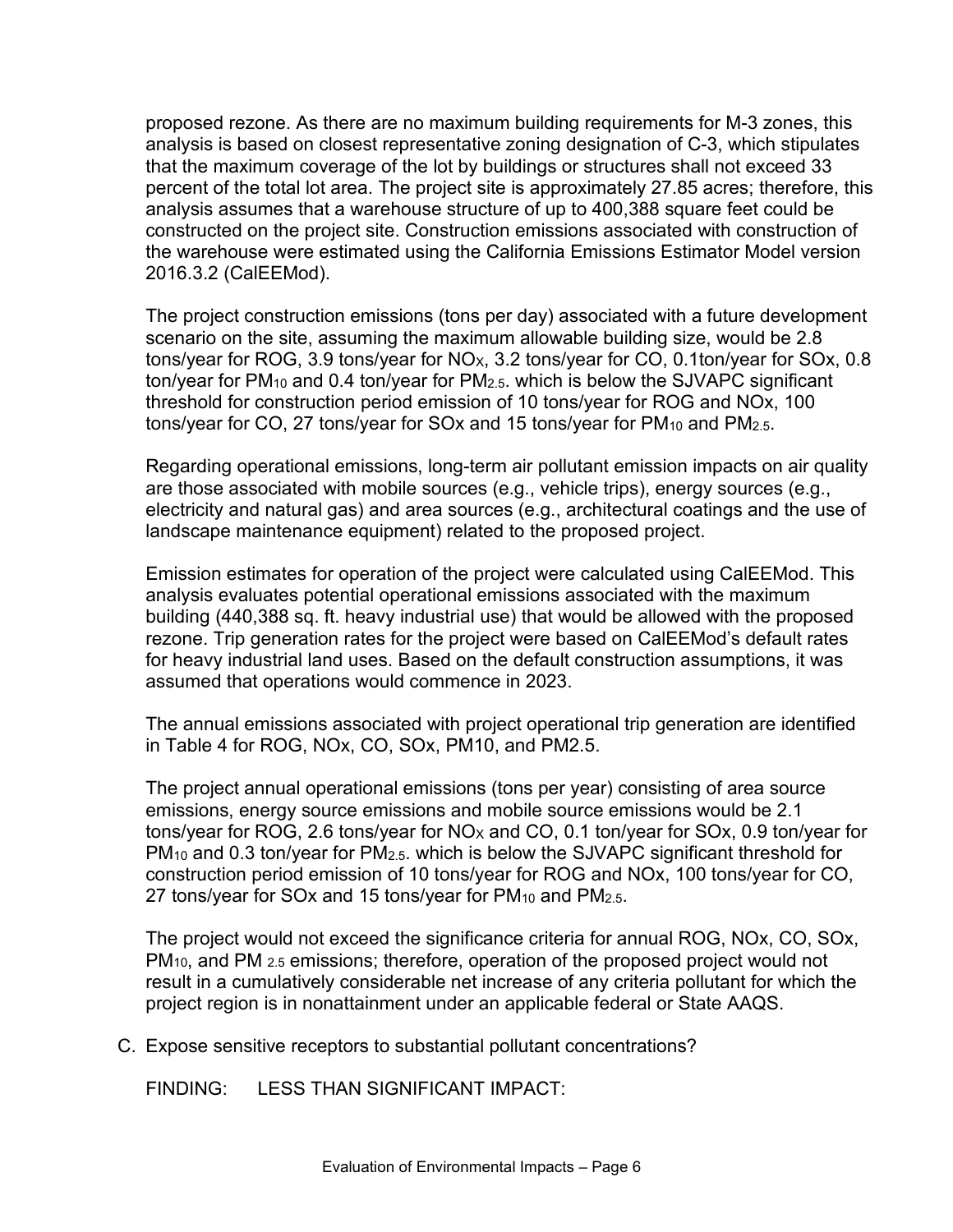proposed rezone. As there are no maximum building requirements for M-3 zones, this analysis is based on closest representative zoning designation of C-3, which stipulates that the maximum coverage of the lot by buildings or structures shall not exceed 33 percent of the total lot area. The project site is approximately 27.85 acres; therefore, this analysis assumes that a warehouse structure of up to 400,388 square feet could be constructed on the project site. Construction emissions associated with construction of the warehouse were estimated using the California Emissions Estimator Model version 2016.3.2 (CalEEMod).

The project construction emissions (tons per day) associated with a future development scenario on the site, assuming the maximum allowable building size, would be 2.8 tons/year for ROG, 3.9 tons/year for $NO_X$, 3.2 tons/year for CO, 0.1ton/year for SOx, 0.8 ton/year for $PM_{10}$ and 0.4 ton/year for $PM_{2.5}$. which is below the SJVAPC significant threshold for construction period emission of 10 tons/year for ROG and NOx, 100 tons/year for CO, 27 tons/year for SOx and 15 tons/year for $PM_{10}$ and $PM_{2.5}$.

Regarding operational emissions, long-term air pollutant emission impacts on air quality are those associated with mobile sources (e.g., vehicle trips), energy sources (e.g., electricity and natural gas) and area sources (e.g., architectural coatings and the use of landscape maintenance equipment) related to the proposed project.

Emission estimates for operation of the project were calculated using CalEEMod. This analysis evaluates potential operational emissions associated with the maximum building (440,388 sq. ft. heavy industrial use) that would be allowed with the proposed rezone. Trip generation rates for the project were based on CalEEMod's default rates for heavy industrial land uses. Based on the default construction assumptions, it was assumed that operations would commence in 2023.

The annual emissions associated with project operational trip generation are identified in Table 4 for ROG, NOx, CO, SOx, PM10, and PM2.5.

The project annual operational emissions (tons per year) consisting of area source emissions, energy source emissions and mobile source emissions would be 2.1 tons/year for ROG, 2.6 tons/year for $NO_X$ and CO, 0.1 ton/year for SOx, 0.9 ton/year for $PM_{10}$ and 0.3 ton/year for $PM_{2.5}$. which is below the SJVAPC significant threshold for construction period emission of 10 tons/year for ROG and NOx, 100 tons/year for CO, 27 tons/year for SOx and 15 tons/year for $PM_{10}$ and $PM_{2.5}$.

The project would not exceed the significance criteria for annual ROG, NOx, CO, SOx, $PM_{10}$, and $PM_{2.5}$ emissions; therefore, operation of the proposed project would not result in a cumulatively considerable net increase of any criteria pollutant for which the project region is in nonattainment under an applicable federal or State AAQS.

C. Expose sensitive receptors to substantial pollutant concentrations?

FINDING: LESS THAN SIGNIFICANT IMPACT: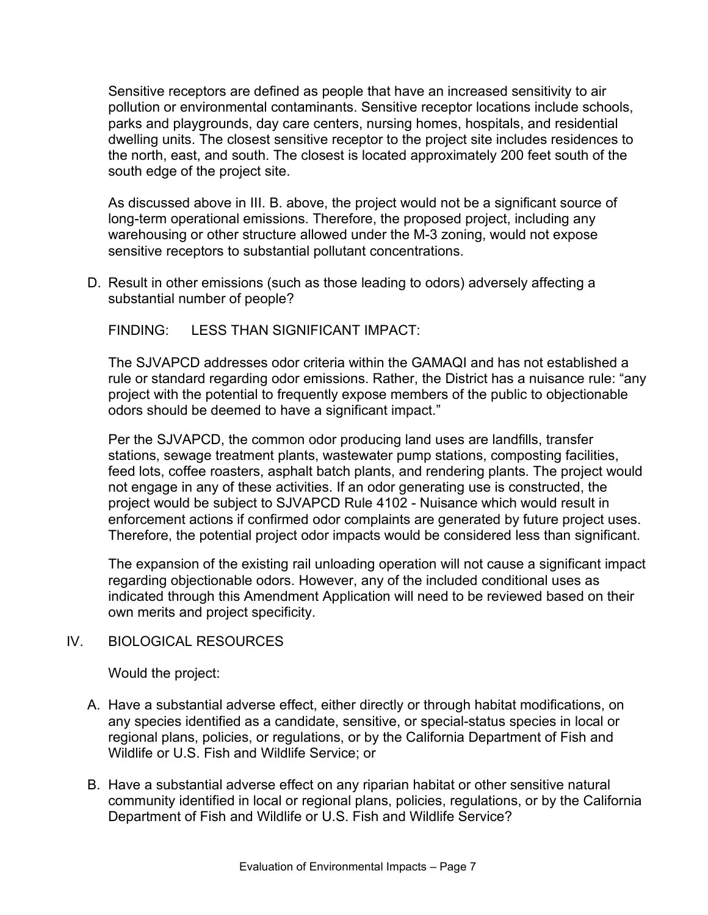Sensitive receptors are defined as people that have an increased sensitivity to air pollution or environmental contaminants. Sensitive receptor locations include schools, parks and playgrounds, day care centers, nursing homes, hospitals, and residential dwelling units. The closest sensitive receptor to the project site includes residences to the north, east, and south. The closest is located approximately 200 feet south of the south edge of the project site.

As discussed above in III. B. above, the project would not be a significant source of long-term operational emissions. Therefore, the proposed project, including any warehousing or other structure allowed under the M-3 zoning, would not expose sensitive receptors to substantial pollutant concentrations.

D. Result in other emissions (such as those leading to odors) adversely affecting a substantial number of people?

FINDING: LESS THAN SIGNIFICANT IMPACT:

The SJVAPCD addresses odor criteria within the GAMAQI and has not established a rule or standard regarding odor emissions. Rather, the District has a nuisance rule: "any project with the potential to frequently expose members of the public to objectionable odors should be deemed to have a significant impact."

Per the SJVAPCD, the common odor producing land uses are landfills, transfer stations, sewage treatment plants, wastewater pump stations, composting facilities, feed lots, coffee roasters, asphalt batch plants, and rendering plants. The project would not engage in any of these activities. If an odor generating use is constructed, the project would be subject to SJVAPCD Rule 4102 - Nuisance which would result in enforcement actions if confirmed odor complaints are generated by future project uses. Therefore, the potential project odor impacts would be considered less than significant.

The expansion of the existing rail unloading operation will not cause a significant impact regarding objectionable odors. However, any of the included conditional uses as indicated through this Amendment Application will need to be reviewed based on their own merits and project specificity.

## IV. BIOLOGICAL RESOURCES

Would the project:

A. Have a substantial adverse effect, either directly or through habitat modifications, on any species identified as a candidate, sensitive, or special-status species in local or regional plans, policies, or regulations, or by the California Department of Fish and Wildlife or U.S. Fish and Wildlife Service; or

B. Have a substantial adverse effect on any riparian habitat or other sensitive natural community identified in local or regional plans, policies, regulations, or by the California Department of Fish and Wildlife or U.S. Fish and Wildlife Service?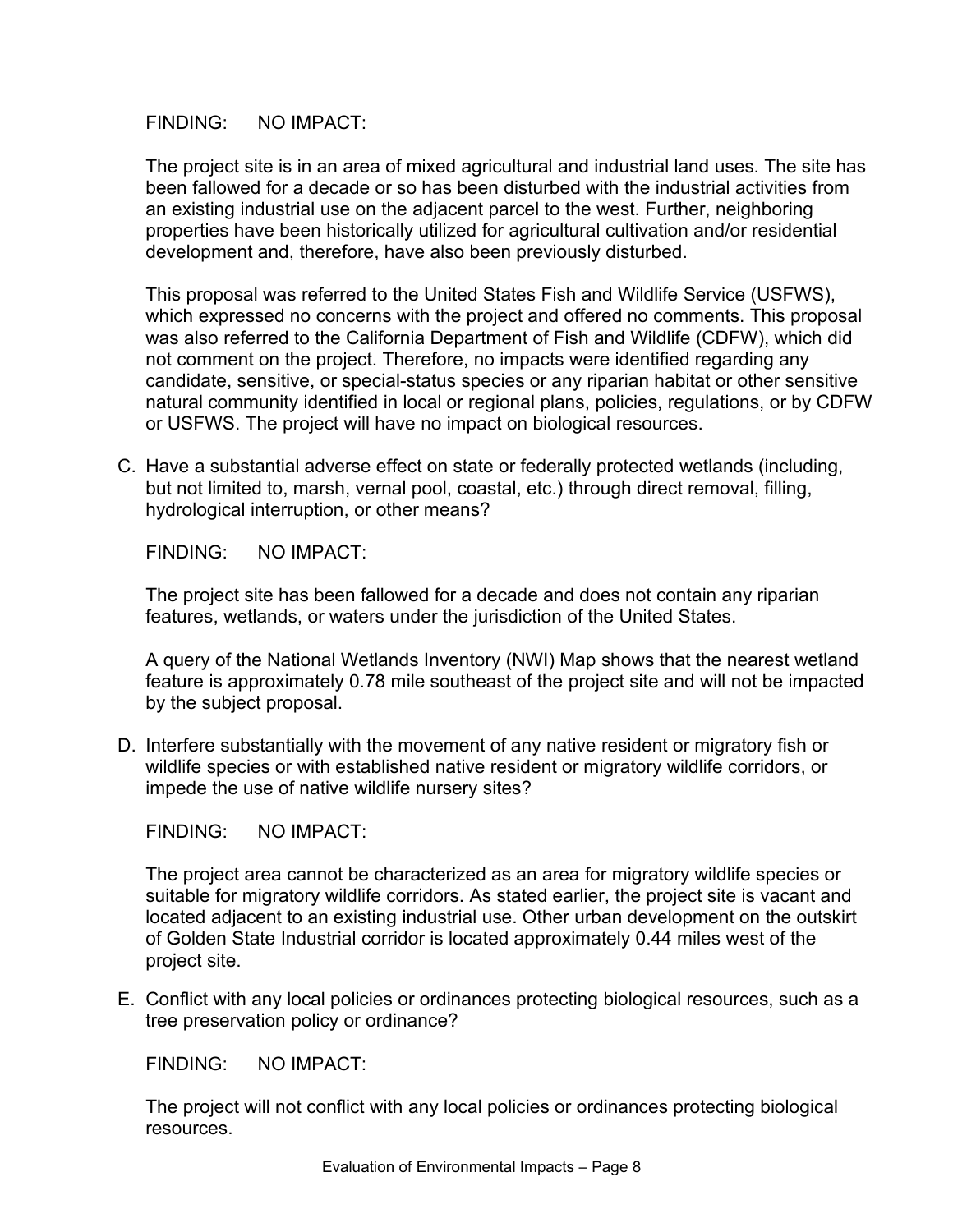FINDING: NO IMPACT:

The project site is in an area of mixed agricultural and industrial land uses. The site has been fallowed for a decade or so has been disturbed with the industrial activities from an existing industrial use on the adjacent parcel to the west. Further, neighboring properties have been historically utilized for agricultural cultivation and/or residential development and, therefore, have also been previously disturbed.

This proposal was referred to the United States Fish and Wildlife Service (USFWS), which expressed no concerns with the project and offered no comments. This proposal was also referred to the California Department of Fish and Wildlife (CDFW), which did not comment on the project. Therefore, no impacts were identified regarding any candidate, sensitive, or special-status species or any riparian habitat or other sensitive natural community identified in local or regional plans, policies, regulations, or by CDFW or USFWS. The project will have no impact on biological resources.

C. Have a substantial adverse effect on state or federally protected wetlands (including, but not limited to, marsh, vernal pool, coastal, etc.) through direct removal, filling, hydrological interruption, or other means?

FINDING: NO IMPACT:

The project site has been fallowed for a decade and does not contain any riparian features, wetlands, or waters under the jurisdiction of the United States.

A query of the National Wetlands Inventory (NWI) Map shows that the nearest wetland feature is approximately 0.78 mile southeast of the project site and will not be impacted by the subject proposal.

D. Interfere substantially with the movement of any native resident or migratory fish or wildlife species or with established native resident or migratory wildlife corridors, or impede the use of native wildlife nursery sites?

FINDING: NO IMPACT:

The project area cannot be characterized as an area for migratory wildlife species or suitable for migratory wildlife corridors. As stated earlier, the project site is vacant and located adjacent to an existing industrial use. Other urban development on the outskirt of Golden State Industrial corridor is located approximately 0.44 miles west of the project site.

E. Conflict with any local policies or ordinances protecting biological resources, such as a tree preservation policy or ordinance?

FINDING: NO IMPACT:

The project will not conflict with any local policies or ordinances protecting biological resources.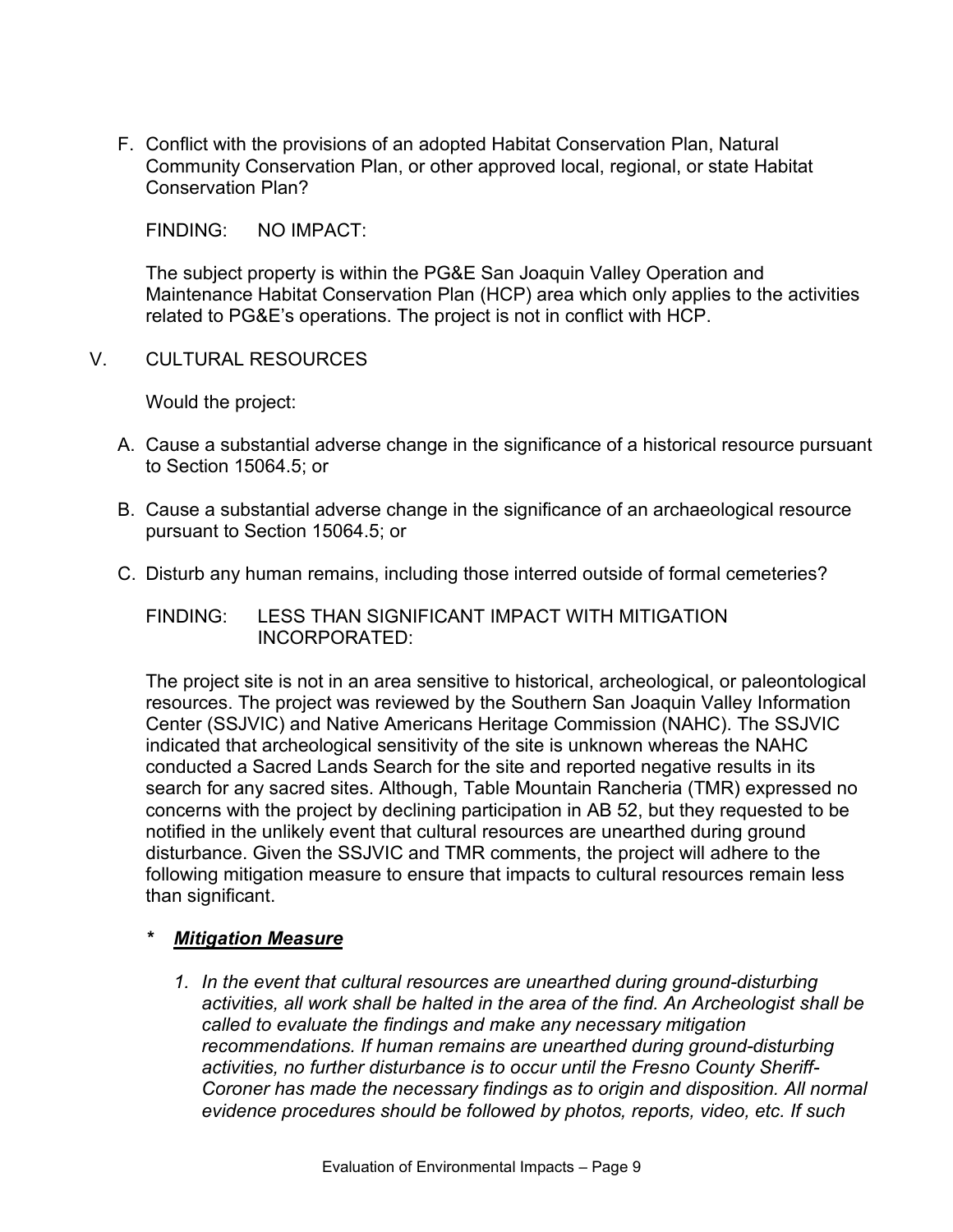F. Conflict with the provisions of an adopted Habitat Conservation Plan, Natural Community Conservation Plan, or other approved local, regional, or state Habitat Conservation Plan?

FINDING: NO IMPACT:

The subject property is within the PG&E San Joaquin Valley Operation and Maintenance Habitat Conservation Plan (HCP) area which only applies to the activities related to PG&E's operations. The project is not in conflict with HCP.

V. CULTURAL RESOURCES

Would the project:

A. Cause a substantial adverse change in the significance of a historical resource pursuant to Section 15064.5; or

B. Cause a substantial adverse change in the significance of an archaeological resource pursuant to Section 15064.5; or

C. Disturb any human remains, including those interred outside of formal cemeteries?

FINDING: LESS THAN SIGNIFICANT IMPACT WITH MITIGATION INCORPORATED:

The project site is not in an area sensitive to historical, archeological, or paleontological resources. The project was reviewed by the Southern San Joaquin Valley Information Center (SSJVIC) and Native Americans Heritage Commission (NAHC). The SSJVIC indicated that archeological sensitivity of the site is unknown whereas the NAHC conducted a Sacred Lands Search for the site and reported negative results in its search for any sacred sites. Although, Table Mountain Rancheria (TMR) expressed no concerns with the project by declining participation in AB 52, but they requested to be notified in the unlikely event that cultural resources are unearthed during ground disturbance. Given the SSJVIC and TMR comments, the project will adhere to the following mitigation measure to ensure that impacts to cultural resources remain less than significant.

* ***<u>Mitigation Measure</u>***

1. *In the event that cultural resources are unearthed during ground-disturbing activities, all work shall be halted in the area of the find. An Archeologist shall be called to evaluate the findings and make any necessary mitigation recommendations. If human remains are unearthed during ground-disturbing activities, no further disturbance is to occur until the Fresno County Sheriff-Coroner has made the necessary findings as to origin and disposition. All normal evidence procedures should be followed by photos, reports, video, etc. If such*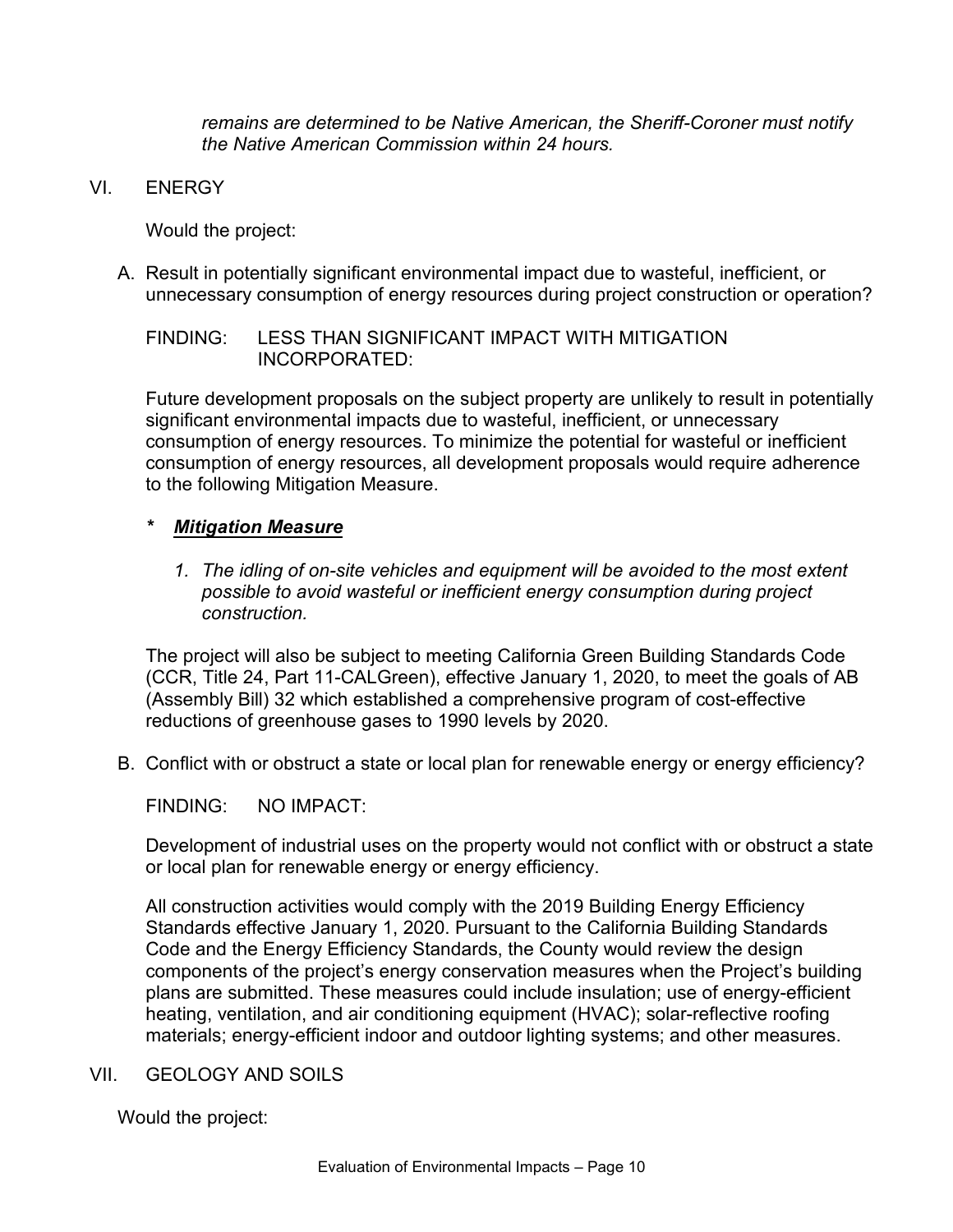*remains are determined to be Native American, the Sheriff-Coroner must notify the Native American Commission within 24 hours.*

## VI. ENERGY

Would the project:

A. Result in potentially significant environmental impact due to wasteful, inefficient, or unnecessary consumption of energy resources during project construction or operation?

FINDING: LESS THAN SIGNIFICANT IMPACT WITH MITIGATION INCORPORATED:

Future development proposals on the subject property are unlikely to result in potentially significant environmental impacts due to wasteful, inefficient, or unnecessary consumption of energy resources. To minimize the potential for wasteful or inefficient consumption of energy resources, all development proposals would require adherence to the following Mitigation Measure.

**\*** ***Mitigation Measure***

*1. The idling of on-site vehicles and equipment will be avoided to the most extent possible to avoid wasteful or inefficient energy consumption during project construction.*

The project will also be subject to meeting California Green Building Standards Code (CCR, Title 24, Part 11-CALGreen), effective January 1, 2020, to meet the goals of AB (Assembly Bill) 32 which established a comprehensive program of cost-effective reductions of greenhouse gases to 1990 levels by 2020.

B. Conflict with or obstruct a state or local plan for renewable energy or energy efficiency?

FINDING: NO IMPACT:

Development of industrial uses on the property would not conflict with or obstruct a state or local plan for renewable energy or energy efficiency.

All construction activities would comply with the 2019 Building Energy Efficiency Standards effective January 1, 2020. Pursuant to the California Building Standards Code and the Energy Efficiency Standards, the County would review the design components of the project's energy conservation measures when the Project's building plans are submitted. These measures could include insulation; use of energy-efficient heating, ventilation, and air conditioning equipment (HVAC); solar-reflective roofing materials; energy-efficient indoor and outdoor lighting systems; and other measures.

## VII. GEOLOGY AND SOILS

Would the project: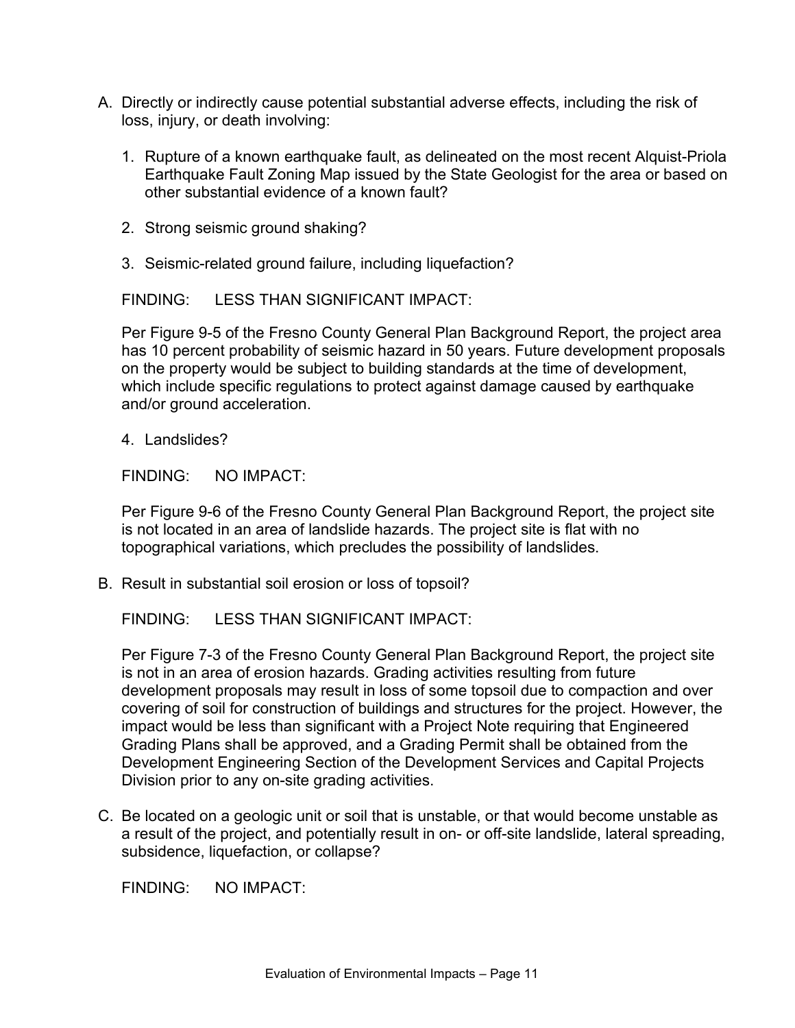A. Directly or indirectly cause potential substantial adverse effects, including the risk of loss, injury, or death involving:

   1. Rupture of a known earthquake fault, as delineated on the most recent Alquist-Priola Earthquake Fault Zoning Map issued by the State Geologist for the area or based on other substantial evidence of a known fault?

   2. Strong seismic ground shaking?

   3. Seismic-related ground failure, including liquefaction?

   FINDING: LESS THAN SIGNIFICANT IMPACT:

   Per Figure 9-5 of the Fresno County General Plan Background Report, the project area has 10 percent probability of seismic hazard in 50 years. Future development proposals on the property would be subject to building standards at the time of development, which include specific regulations to protect against damage caused by earthquake and/or ground acceleration.

   4. Landslides?

   FINDING: NO IMPACT:

   Per Figure 9-6 of the Fresno County General Plan Background Report, the project site is not located in an area of landslide hazards. The project site is flat with no topographical variations, which precludes the possibility of landslides.

B. Result in substantial soil erosion or loss of topsoil?

   FINDING: LESS THAN SIGNIFICANT IMPACT:

   Per Figure 7-3 of the Fresno County General Plan Background Report, the project site is not in an area of erosion hazards. Grading activities resulting from future development proposals may result in loss of some topsoil due to compaction and over covering of soil for construction of buildings and structures for the project. However, the impact would be less than significant with a Project Note requiring that Engineered Grading Plans shall be approved, and a Grading Permit shall be obtained from the Development Engineering Section of the Development Services and Capital Projects Division prior to any on-site grading activities.

C. Be located on a geologic unit or soil that is unstable, or that would become unstable as a result of the project, and potentially result in on- or off-site landslide, lateral spreading, subsidence, liquefaction, or collapse?

   FINDING: NO IMPACT: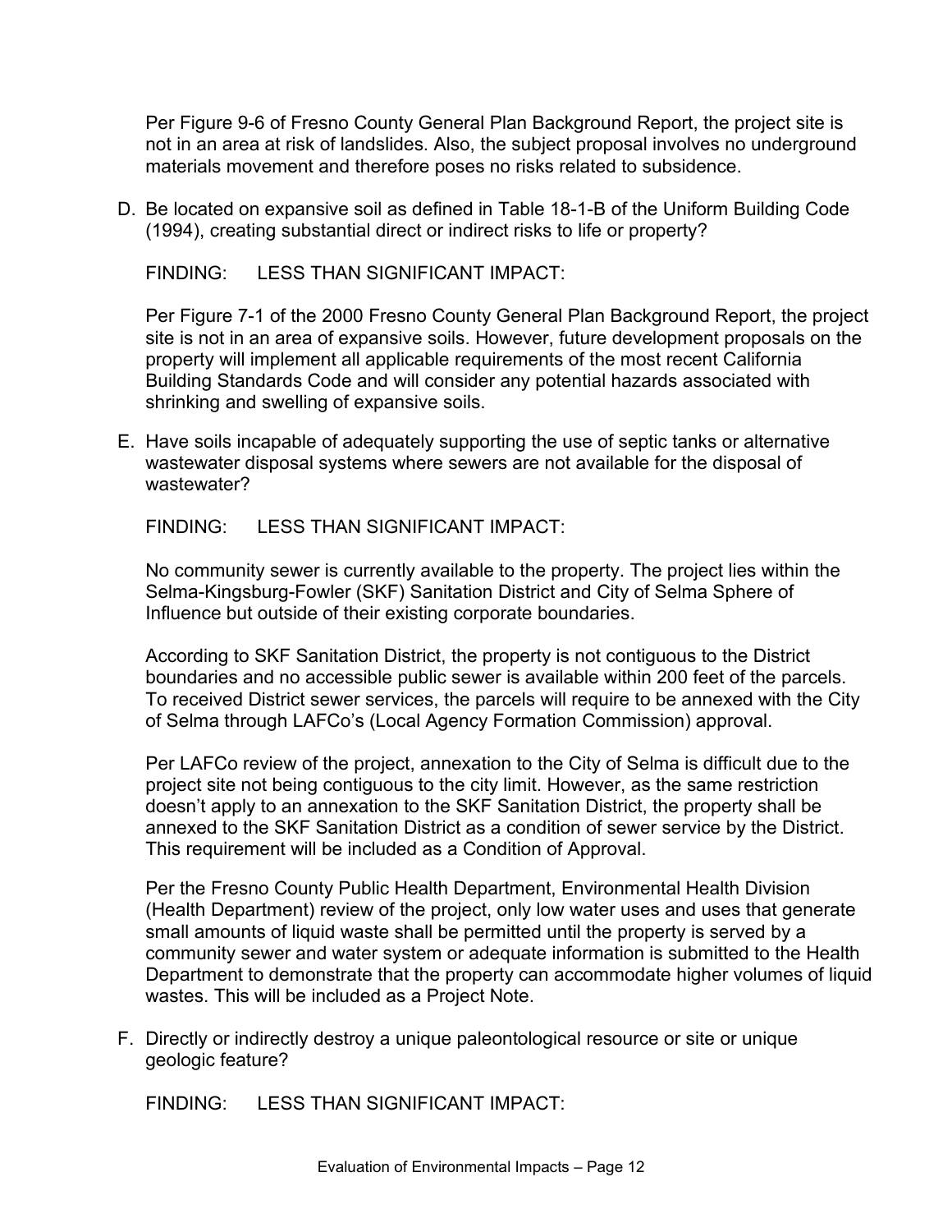Per Figure 9-6 of Fresno County General Plan Background Report, the project site is not in an area at risk of landslides. Also, the subject proposal involves no underground materials movement and therefore poses no risks related to subsidence.

D. Be located on expansive soil as defined in Table 18-1-B of the Uniform Building Code (1994), creating substantial direct or indirect risks to life or property?

FINDING: LESS THAN SIGNIFICANT IMPACT:

Per Figure 7-1 of the 2000 Fresno County General Plan Background Report, the project site is not in an area of expansive soils. However, future development proposals on the property will implement all applicable requirements of the most recent California Building Standards Code and will consider any potential hazards associated with shrinking and swelling of expansive soils.

E. Have soils incapable of adequately supporting the use of septic tanks or alternative wastewater disposal systems where sewers are not available for the disposal of wastewater?

FINDING: LESS THAN SIGNIFICANT IMPACT:

No community sewer is currently available to the property. The project lies within the Selma-Kingsburg-Fowler (SKF) Sanitation District and City of Selma Sphere of Influence but outside of their existing corporate boundaries.

According to SKF Sanitation District, the property is not contiguous to the District boundaries and no accessible public sewer is available within 200 feet of the parcels. To received District sewer services, the parcels will require to be annexed with the City of Selma through LAFCo's (Local Agency Formation Commission) approval.

Per LAFCo review of the project, annexation to the City of Selma is difficult due to the project site not being contiguous to the city limit. However, as the same restriction doesn't apply to an annexation to the SKF Sanitation District, the property shall be annexed to the SKF Sanitation District as a condition of sewer service by the District. This requirement will be included as a Condition of Approval.

Per the Fresno County Public Health Department, Environmental Health Division (Health Department) review of the project, only low water uses and uses that generate small amounts of liquid waste shall be permitted until the property is served by a community sewer and water system or adequate information is submitted to the Health Department to demonstrate that the property can accommodate higher volumes of liquid wastes. This will be included as a Project Note.

F. Directly or indirectly destroy a unique paleontological resource or site or unique geologic feature?

FINDING: LESS THAN SIGNIFICANT IMPACT: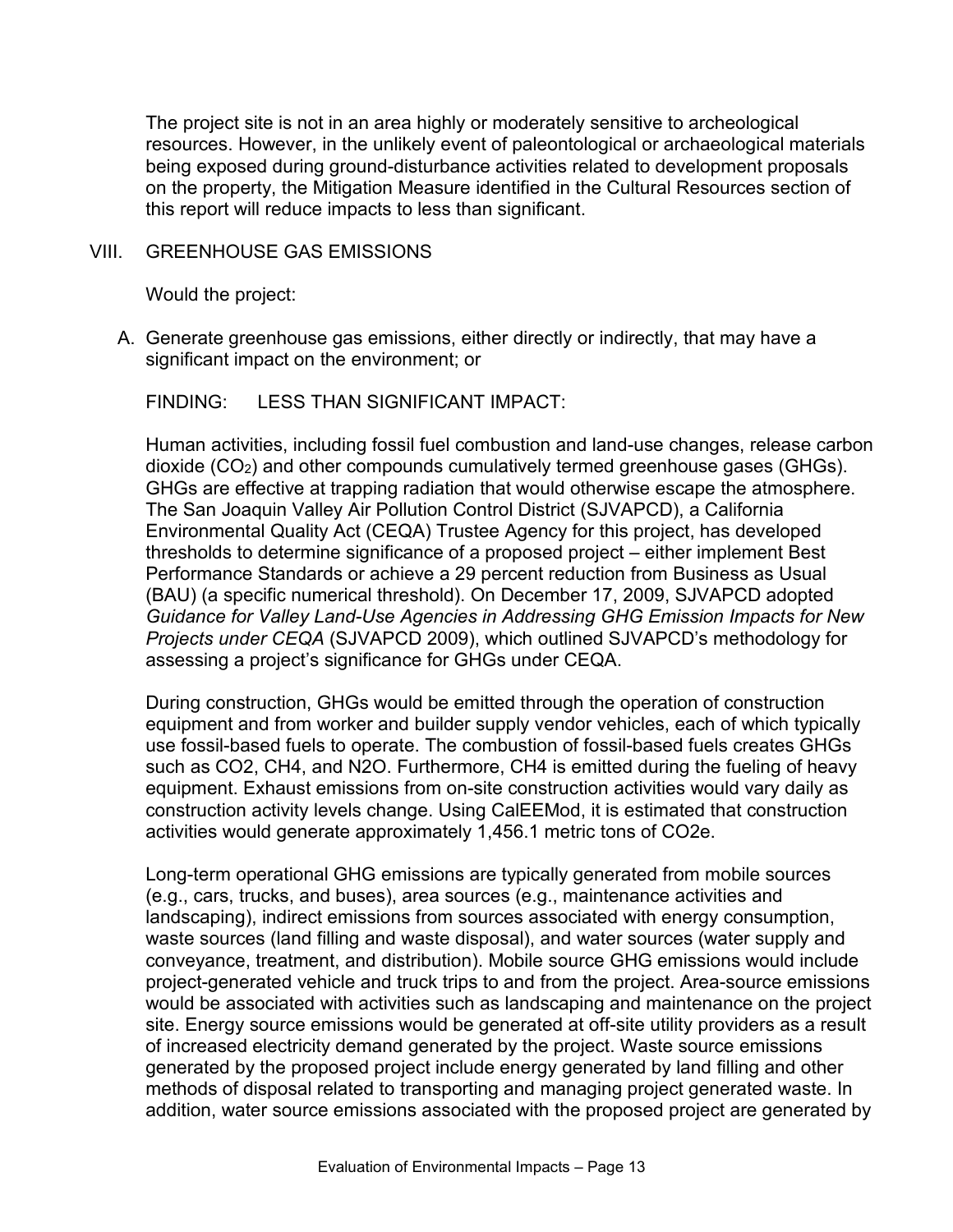The project site is not in an area highly or moderately sensitive to archeological resources. However, in the unlikely event of paleontological or archaeological materials being exposed during ground-disturbance activities related to development proposals on the property, the Mitigation Measure identified in the Cultural Resources section of this report will reduce impacts to less than significant.

## VIII. GREENHOUSE GAS EMISSIONS

Would the project:

A. Generate greenhouse gas emissions, either directly or indirectly, that may have a significant impact on the environment; or

FINDING: LESS THAN SIGNIFICANT IMPACT:

Human activities, including fossil fuel combustion and land-use changes, release carbon dioxide ($CO_2$) and other compounds cumulatively termed greenhouse gases (GHGs). GHGs are effective at trapping radiation that would otherwise escape the atmosphere. The San Joaquin Valley Air Pollution Control District (SJVAPCD), a California Environmental Quality Act (CEQA) Trustee Agency for this project, has developed thresholds to determine significance of a proposed project – either implement Best Performance Standards or achieve a 29 percent reduction from Business as Usual (BAU) (a specific numerical threshold). On December 17, 2009, SJVAPCD adopted *Guidance for Valley Land-Use Agencies in Addressing GHG Emission Impacts for New Projects under CEQA* (SJVAPCD 2009), which outlined SJVAPCD's methodology for assessing a project's significance for GHGs under CEQA.

During construction, GHGs would be emitted through the operation of construction equipment and from worker and builder supply vendor vehicles, each of which typically use fossil-based fuels to operate. The combustion of fossil-based fuels creates GHGs such as $CO_2$, $CH_4$, and $N_2O$. Furthermore, $CH_4$ is emitted during the fueling of heavy equipment. Exhaust emissions from on-site construction activities would vary daily as construction activity levels change. Using CalEEMod, it is estimated that construction activities would generate approximately 1,456.1 metric tons of $CO_2e$.

Long-term operational GHG emissions are typically generated from mobile sources (e.g., cars, trucks, and buses), area sources (e.g., maintenance activities and landscaping), indirect emissions from sources associated with energy consumption, waste sources (land filling and waste disposal), and water sources (water supply and conveyance, treatment, and distribution). Mobile source GHG emissions would include project-generated vehicle and truck trips to and from the project. Area-source emissions would be associated with activities such as landscaping and maintenance on the project site. Energy source emissions would be generated at off-site utility providers as a result of increased electricity demand generated by the project. Waste source emissions generated by the proposed project include energy generated by land filling and other methods of disposal related to transporting and managing project generated waste. In addition, water source emissions associated with the proposed project are generated by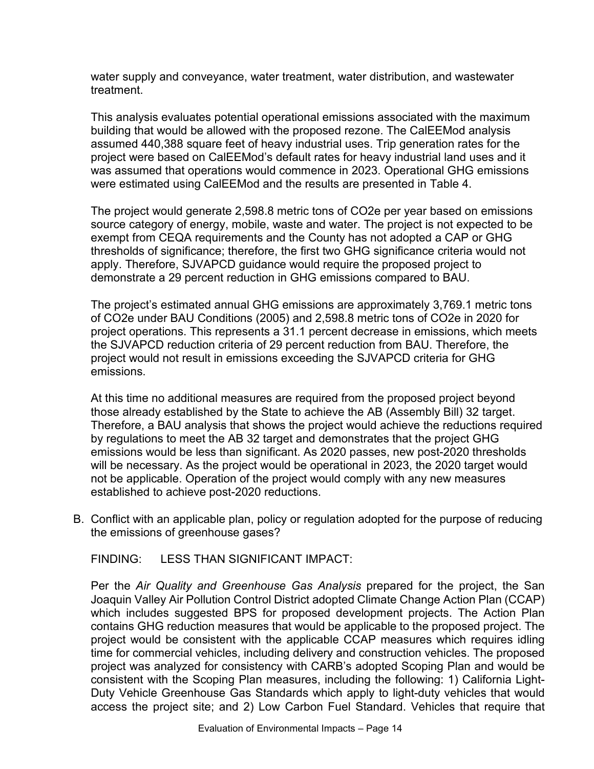water supply and conveyance, water treatment, water distribution, and wastewater treatment.

This analysis evaluates potential operational emissions associated with the maximum building that would be allowed with the proposed rezone. The CalEEMod analysis assumed 440,388 square feet of heavy industrial uses. Trip generation rates for the project were based on CalEEMod's default rates for heavy industrial land uses and it was assumed that operations would commence in 2023. Operational GHG emissions were estimated using CalEEMod and the results are presented in Table 4.

The project would generate 2,598.8 metric tons of CO2e per year based on emissions source category of energy, mobile, waste and water. The project is not expected to be exempt from CEQA requirements and the County has not adopted a CAP or GHG thresholds of significance; therefore, the first two GHG significance criteria would not apply. Therefore, SJVAPCD guidance would require the proposed project to demonstrate a 29 percent reduction in GHG emissions compared to BAU.

The project's estimated annual GHG emissions are approximately 3,769.1 metric tons of CO2e under BAU Conditions (2005) and 2,598.8 metric tons of CO2e in 2020 for project operations. This represents a 31.1 percent decrease in emissions, which meets the SJVAPCD reduction criteria of 29 percent reduction from BAU. Therefore, the project would not result in emissions exceeding the SJVAPCD criteria for GHG emissions.

At this time no additional measures are required from the proposed project beyond those already established by the State to achieve the AB (Assembly Bill) 32 target. Therefore, a BAU analysis that shows the project would achieve the reductions required by regulations to meet the AB 32 target and demonstrates that the project GHG emissions would be less than significant. As 2020 passes, new post-2020 thresholds will be necessary. As the project would be operational in 2023, the 2020 target would not be applicable. Operation of the project would comply with any new measures established to achieve post-2020 reductions.

B. Conflict with an applicable plan, policy or regulation adopted for the purpose of reducing the emissions of greenhouse gases?

FINDING: LESS THAN SIGNIFICANT IMPACT:

Per the *Air Quality and Greenhouse Gas Analysis* prepared for the project, the San Joaquin Valley Air Pollution Control District adopted Climate Change Action Plan (CCAP) which includes suggested BPS for proposed development projects. The Action Plan contains GHG reduction measures that would be applicable to the proposed project. The project would be consistent with the applicable CCAP measures which requires idling time for commercial vehicles, including delivery and construction vehicles. The proposed project was analyzed for consistency with CARB's adopted Scoping Plan and would be consistent with the Scoping Plan measures, including the following: 1) California Light-Duty Vehicle Greenhouse Gas Standards which apply to light-duty vehicles that would access the project site; and 2) Low Carbon Fuel Standard. Vehicles that require that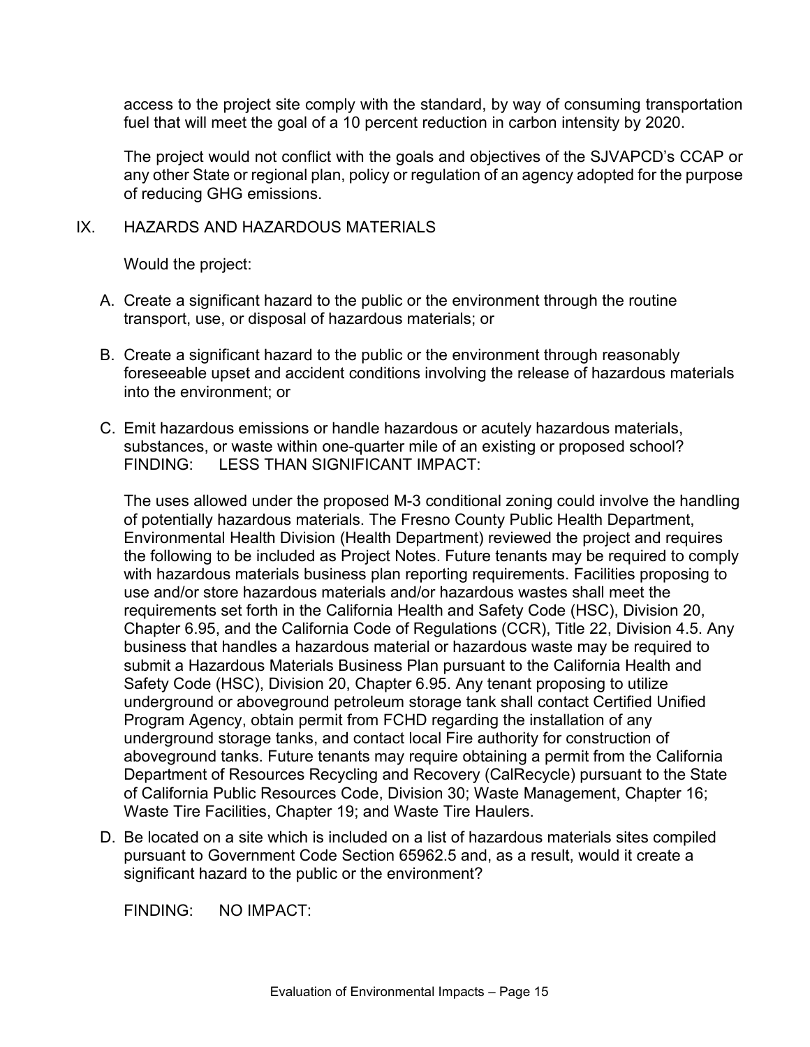access to the project site comply with the standard, by way of consuming transportation fuel that will meet the goal of a 10 percent reduction in carbon intensity by 2020.

The project would not conflict with the goals and objectives of the SJVAPCD's CCAP or any other State or regional plan, policy or regulation of an agency adopted for the purpose of reducing GHG emissions.

## IX. HAZARDS AND HAZARDOUS MATERIALS

Would the project:

A. Create a significant hazard to the public or the environment through the routine transport, use, or disposal of hazardous materials; or

B. Create a significant hazard to the public or the environment through reasonably foreseeable upset and accident conditions involving the release of hazardous materials into the environment; or

C. Emit hazardous emissions or handle hazardous or acutely hazardous materials, substances, or waste within one-quarter mile of an existing or proposed school?
FINDING: LESS THAN SIGNIFICANT IMPACT:

The uses allowed under the proposed M-3 conditional zoning could involve the handling of potentially hazardous materials. The Fresno County Public Health Department, Environmental Health Division (Health Department) reviewed the project and requires the following to be included as Project Notes. Future tenants may be required to comply with hazardous materials business plan reporting requirements. Facilities proposing to use and/or store hazardous materials and/or hazardous wastes shall meet the requirements set forth in the California Health and Safety Code (HSC), Division 20, Chapter 6.95, and the California Code of Regulations (CCR), Title 22, Division 4.5. Any business that handles a hazardous material or hazardous waste may be required to submit a Hazardous Materials Business Plan pursuant to the California Health and Safety Code (HSC), Division 20, Chapter 6.95. Any tenant proposing to utilize underground or aboveground petroleum storage tank shall contact Certified Unified Program Agency, obtain permit from FCHD regarding the installation of any underground storage tanks, and contact local Fire authority for construction of aboveground tanks. Future tenants may require obtaining a permit from the California Department of Resources Recycling and Recovery (CalRecycle) pursuant to the State of California Public Resources Code, Division 30; Waste Management, Chapter 16; Waste Tire Facilities, Chapter 19; and Waste Tire Haulers.

D. Be located on a site which is included on a list of hazardous materials sites compiled pursuant to Government Code Section 65962.5 and, as a result, would it create a significant hazard to the public or the environment?

FINDING: NO IMPACT: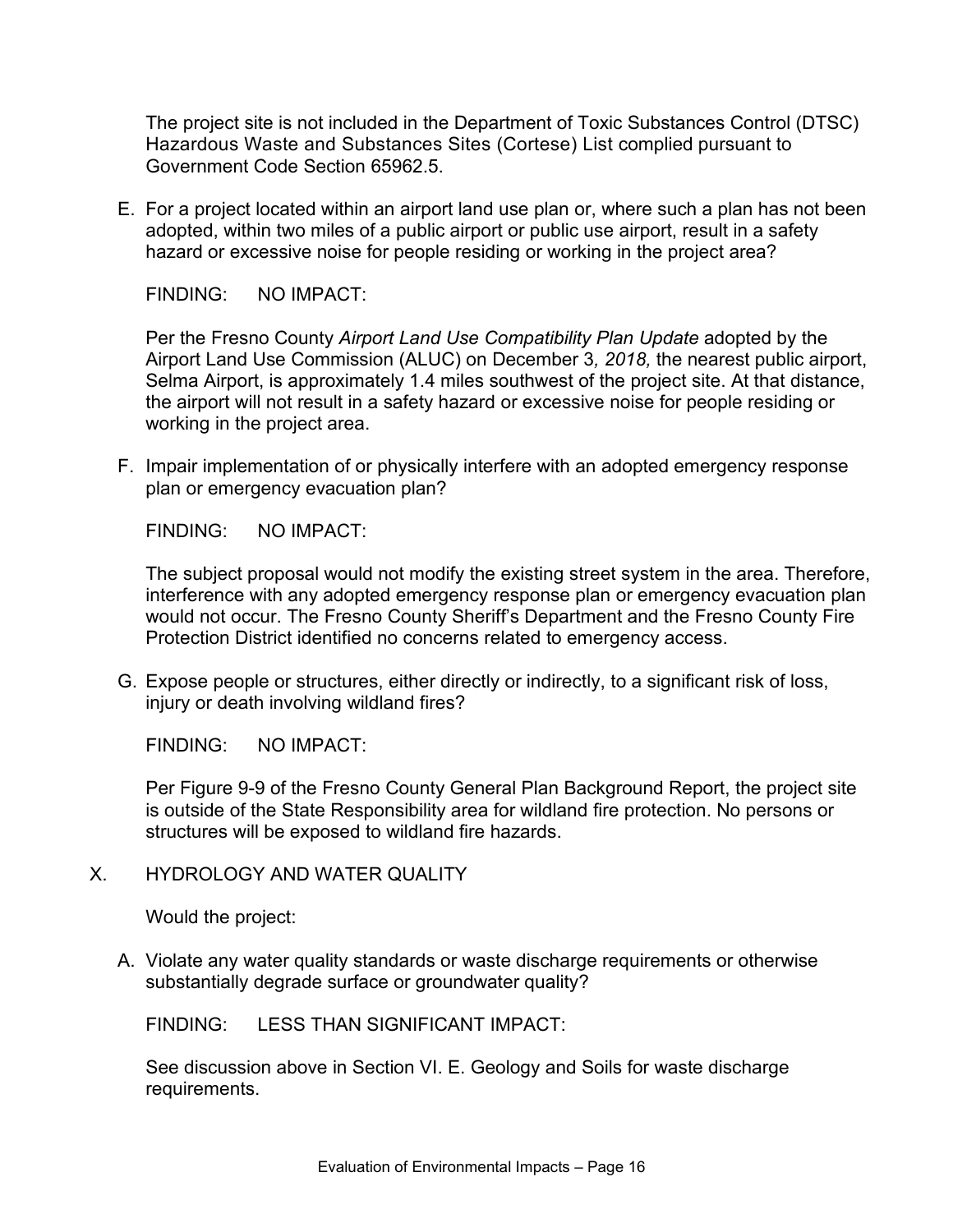The project site is not included in the Department of Toxic Substances Control (DTSC) Hazardous Waste and Substances Sites (Cortese) List complied pursuant to Government Code Section 65962.5.

E. For a project located within an airport land use plan or, where such a plan has not been adopted, within two miles of a public airport or public use airport, result in a safety hazard or excessive noise for people residing or working in the project area?

FINDING: NO IMPACT:

Per the Fresno County *Airport Land Use Compatibility Plan Update* adopted by the Airport Land Use Commission (ALUC) on December 3*, 2018,* the nearest public airport, Selma Airport, is approximately 1.4 miles southwest of the project site. At that distance, the airport will not result in a safety hazard or excessive noise for people residing or working in the project area.

F. Impair implementation of or physically interfere with an adopted emergency response plan or emergency evacuation plan?

FINDING: NO IMPACT:

The subject proposal would not modify the existing street system in the area. Therefore, interference with any adopted emergency response plan or emergency evacuation plan would not occur. The Fresno County Sheriff's Department and the Fresno County Fire Protection District identified no concerns related to emergency access.

G. Expose people or structures, either directly or indirectly, to a significant risk of loss, injury or death involving wildland fires?

FINDING: NO IMPACT:

Per Figure 9-9 of the Fresno County General Plan Background Report, the project site is outside of the State Responsibility area for wildland fire protection. No persons or structures will be exposed to wildland fire hazards.

## X. HYDROLOGY AND WATER QUALITY

Would the project:

A. Violate any water quality standards or waste discharge requirements or otherwise substantially degrade surface or groundwater quality?

FINDING: LESS THAN SIGNIFICANT IMPACT:

See discussion above in Section VI. E. Geology and Soils for waste discharge requirements.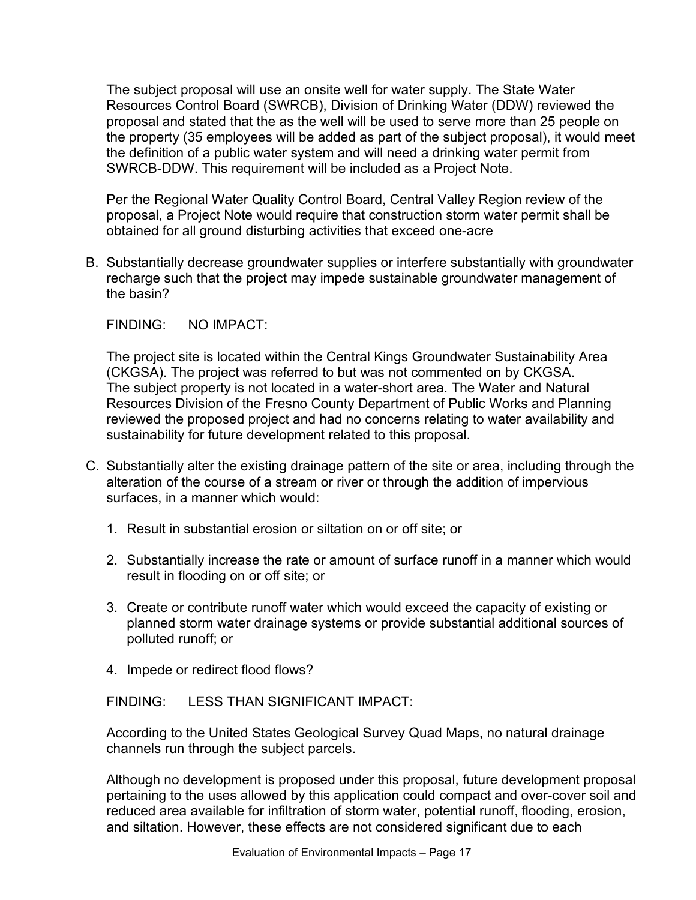The subject proposal will use an onsite well for water supply. The State Water Resources Control Board (SWRCB), Division of Drinking Water (DDW) reviewed the proposal and stated that the as the well will be used to serve more than 25 people on the property (35 employees will be added as part of the subject proposal), it would meet the definition of a public water system and will need a drinking water permit from SWRCB-DDW. This requirement will be included as a Project Note.

Per the Regional Water Quality Control Board, Central Valley Region review of the proposal, a Project Note would require that construction storm water permit shall be obtained for all ground disturbing activities that exceed one-acre

B. Substantially decrease groundwater supplies or interfere substantially with groundwater recharge such that the project may impede sustainable groundwater management of the basin?

FINDING: NO IMPACT:

The project site is located within the Central Kings Groundwater Sustainability Area (CKGSA). The project was referred to but was not commented on by CKGSA. The subject property is not located in a water-short area. The Water and Natural Resources Division of the Fresno County Department of Public Works and Planning reviewed the proposed project and had no concerns relating to water availability and sustainability for future development related to this proposal.

C. Substantially alter the existing drainage pattern of the site or area, including through the alteration of the course of a stream or river or through the addition of impervious surfaces, in a manner which would:

1. Result in substantial erosion or siltation on or off site; or
2. Substantially increase the rate or amount of surface runoff in a manner which would result in flooding on or off site; or
3. Create or contribute runoff water which would exceed the capacity of existing or planned storm water drainage systems or provide substantial additional sources of polluted runoff; or
4. Impede or redirect flood flows?

FINDING: LESS THAN SIGNIFICANT IMPACT:

According to the United States Geological Survey Quad Maps, no natural drainage channels run through the subject parcels.

Although no development is proposed under this proposal, future development proposal pertaining to the uses allowed by this application could compact and over-cover soil and reduced area available for infiltration of storm water, potential runoff, flooding, erosion, and siltation. However, these effects are not considered significant due to each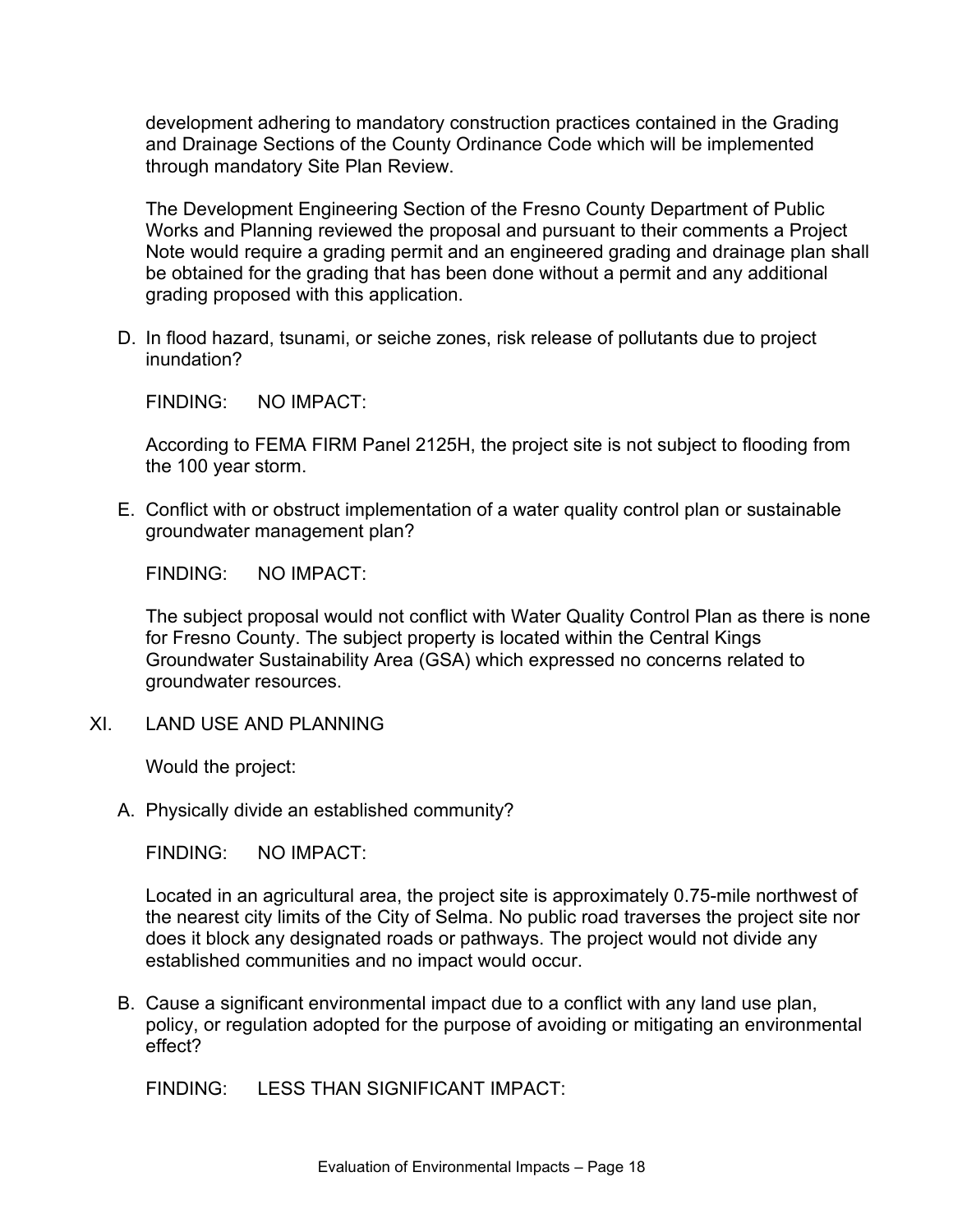development adhering to mandatory construction practices contained in the Grading and Drainage Sections of the County Ordinance Code which will be implemented through mandatory Site Plan Review.

The Development Engineering Section of the Fresno County Department of Public Works and Planning reviewed the proposal and pursuant to their comments a Project Note would require a grading permit and an engineered grading and drainage plan shall be obtained for the grading that has been done without a permit and any additional grading proposed with this application.

D. In flood hazard, tsunami, or seiche zones, risk release of pollutants due to project inundation?

FINDING: NO IMPACT:

According to FEMA FIRM Panel 2125H, the project site is not subject to flooding from the 100 year storm.

E. Conflict with or obstruct implementation of a water quality control plan or sustainable groundwater management plan?

FINDING: NO IMPACT:

The subject proposal would not conflict with Water Quality Control Plan as there is none for Fresno County. The subject property is located within the Central Kings Groundwater Sustainability Area (GSA) which expressed no concerns related to groundwater resources.

XI. LAND USE AND PLANNING

Would the project:

A. Physically divide an established community?

FINDING: NO IMPACT:

Located in an agricultural area, the project site is approximately 0.75-mile northwest of the nearest city limits of the City of Selma. No public road traverses the project site nor does it block any designated roads or pathways. The project would not divide any established communities and no impact would occur.

B. Cause a significant environmental impact due to a conflict with any land use plan, policy, or regulation adopted for the purpose of avoiding or mitigating an environmental effect?

FINDING: LESS THAN SIGNIFICANT IMPACT: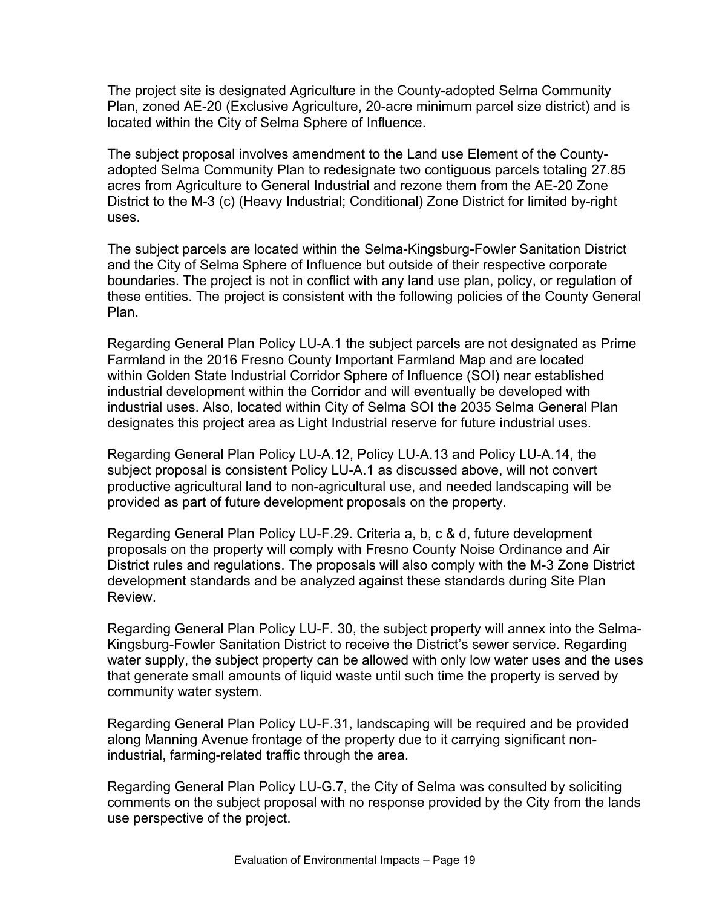The project site is designated Agriculture in the County-adopted Selma Community Plan, zoned AE-20 (Exclusive Agriculture, 20-acre minimum parcel size district) and is located within the City of Selma Sphere of Influence.

The subject proposal involves amendment to the Land use Element of the County-adopted Selma Community Plan to redesignate two contiguous parcels totaling 27.85 acres from Agriculture to General Industrial and rezone them from the AE-20 Zone District to the M-3 (c) (Heavy Industrial; Conditional) Zone District for limited by-right uses.

The subject parcels are located within the Selma-Kingsburg-Fowler Sanitation District and the City of Selma Sphere of Influence but outside of their respective corporate boundaries. The project is not in conflict with any land use plan, policy, or regulation of these entities. The project is consistent with the following policies of the County General Plan.

Regarding General Plan Policy LU-A.1 the subject parcels are not designated as Prime Farmland in the 2016 Fresno County Important Farmland Map and are located within Golden State Industrial Corridor Sphere of Influence (SOI) near established industrial development within the Corridor and will eventually be developed with industrial uses. Also, located within City of Selma SOI the 2035 Selma General Plan designates this project area as Light Industrial reserve for future industrial uses.

Regarding General Plan Policy LU-A.12, Policy LU-A.13 and Policy LU-A.14, the subject proposal is consistent Policy LU-A.1 as discussed above, will not convert productive agricultural land to non-agricultural use, and needed landscaping will be provided as part of future development proposals on the property.

Regarding General Plan Policy LU-F.29. Criteria a, b, c & d, future development proposals on the property will comply with Fresno County Noise Ordinance and Air District rules and regulations. The proposals will also comply with the M-3 Zone District development standards and be analyzed against these standards during Site Plan Review.

Regarding General Plan Policy LU-F. 30, the subject property will annex into the Selma-Kingsburg-Fowler Sanitation District to receive the District's sewer service. Regarding water supply, the subject property can be allowed with only low water uses and the uses that generate small amounts of liquid waste until such time the property is served by community water system.

Regarding General Plan Policy LU-F.31, landscaping will be required and be provided along Manning Avenue frontage of the property due to it carrying significant non-industrial, farming-related traffic through the area.

Regarding General Plan Policy LU-G.7, the City of Selma was consulted by soliciting comments on the subject proposal with no response provided by the City from the lands use perspective of the project.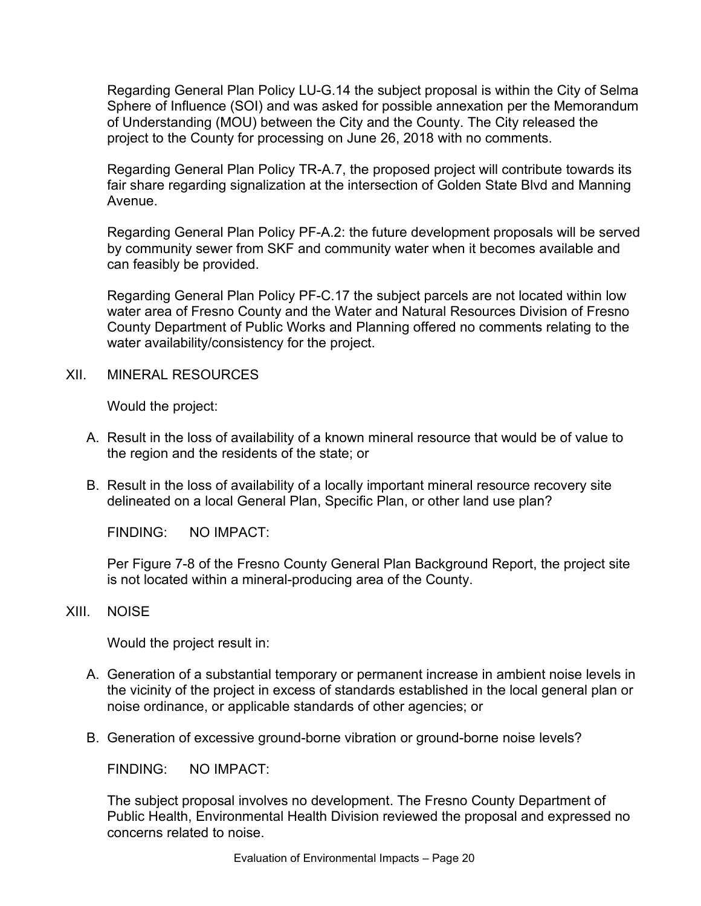Regarding General Plan Policy LU-G.14 the subject proposal is within the City of Selma Sphere of Influence (SOI) and was asked for possible annexation per the Memorandum of Understanding (MOU) between the City and the County. The City released the project to the County for processing on June 26, 2018 with no comments.

Regarding General Plan Policy TR-A.7, the proposed project will contribute towards its fair share regarding signalization at the intersection of Golden State Blvd and Manning Avenue.

Regarding General Plan Policy PF-A.2: the future development proposals will be served by community sewer from SKF and community water when it becomes available and can feasibly be provided.

Regarding General Plan Policy PF-C.17 the subject parcels are not located within low water area of Fresno County and the Water and Natural Resources Division of Fresno County Department of Public Works and Planning offered no comments relating to the water availability/consistency for the project.

## XII. MINERAL RESOURCES

Would the project:

A. Result in the loss of availability of a known mineral resource that would be of value to the region and the residents of the state; or

B. Result in the loss of availability of a locally important mineral resource recovery site delineated on a local General Plan, Specific Plan, or other land use plan?

FINDING: NO IMPACT:

Per Figure 7-8 of the Fresno County General Plan Background Report, the project site is not located within a mineral-producing area of the County.

## XIII. NOISE

Would the project result in:

A. Generation of a substantial temporary or permanent increase in ambient noise levels in the vicinity of the project in excess of standards established in the local general plan or noise ordinance, or applicable standards of other agencies; or

B. Generation of excessive ground-borne vibration or ground-borne noise levels?

FINDING: NO IMPACT:

The subject proposal involves no development. The Fresno County Department of Public Health, Environmental Health Division reviewed the proposal and expressed no concerns related to noise.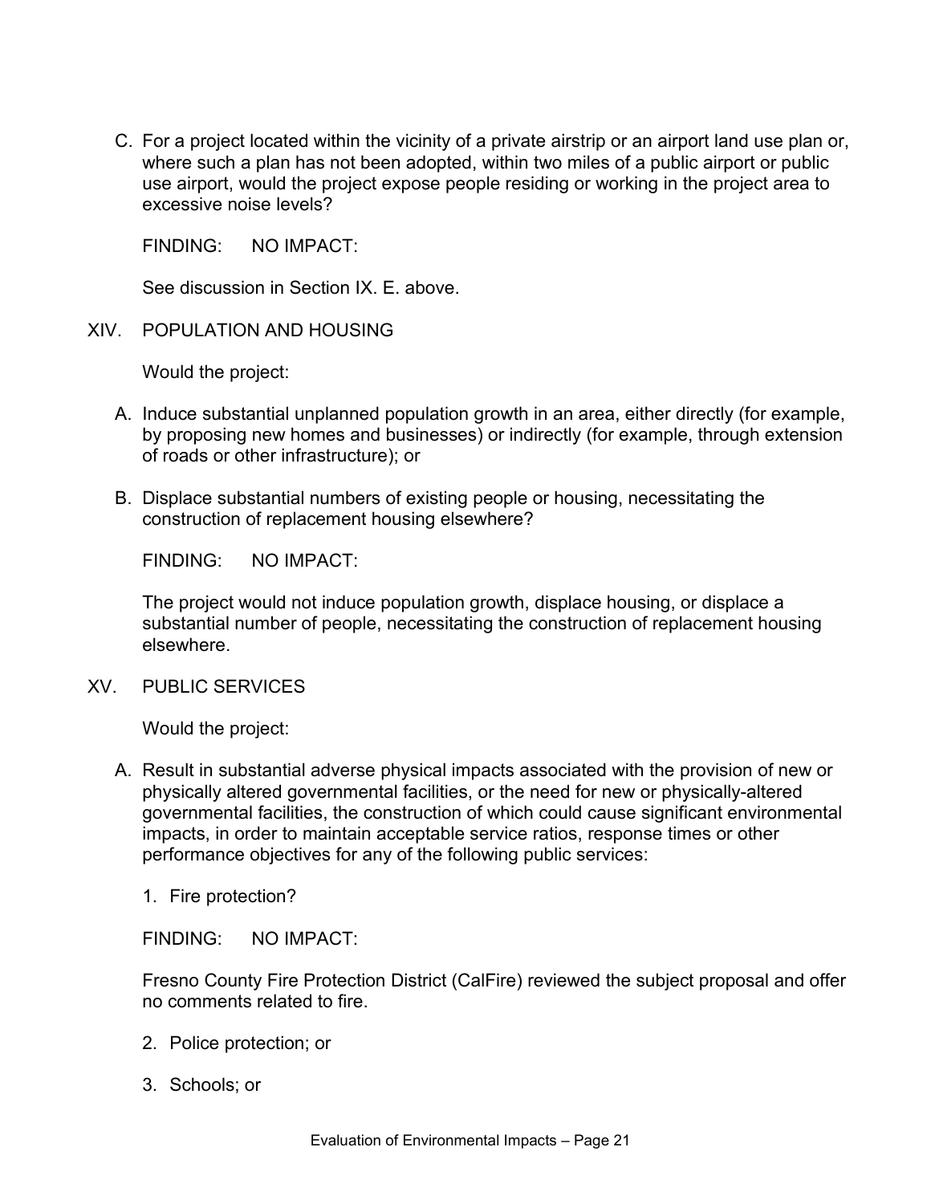C. For a project located within the vicinity of a private airstrip or an airport land use plan or, where such a plan has not been adopted, within two miles of a public airport or public use airport, would the project expose people residing or working in the project area to excessive noise levels?

FINDING: NO IMPACT:

See discussion in Section IX. E. above.

## XIV. POPULATION AND HOUSING

Would the project:

A. Induce substantial unplanned population growth in an area, either directly (for example, by proposing new homes and businesses) or indirectly (for example, through extension of roads or other infrastructure); or

B. Displace substantial numbers of existing people or housing, necessitating the construction of replacement housing elsewhere?

FINDING: NO IMPACT:

The project would not induce population growth, displace housing, or displace a substantial number of people, necessitating the construction of replacement housing elsewhere.

## XV. PUBLIC SERVICES

Would the project:

A. Result in substantial adverse physical impacts associated with the provision of new or physically altered governmental facilities, or the need for new or physically-altered governmental facilities, the construction of which could cause significant environmental impacts, in order to maintain acceptable service ratios, response times or other performance objectives for any of the following public services:

1. Fire protection?

FINDING: NO IMPACT:

Fresno County Fire Protection District (CalFire) reviewed the subject proposal and offer no comments related to fire.

2. Police protection; or

3. Schools; or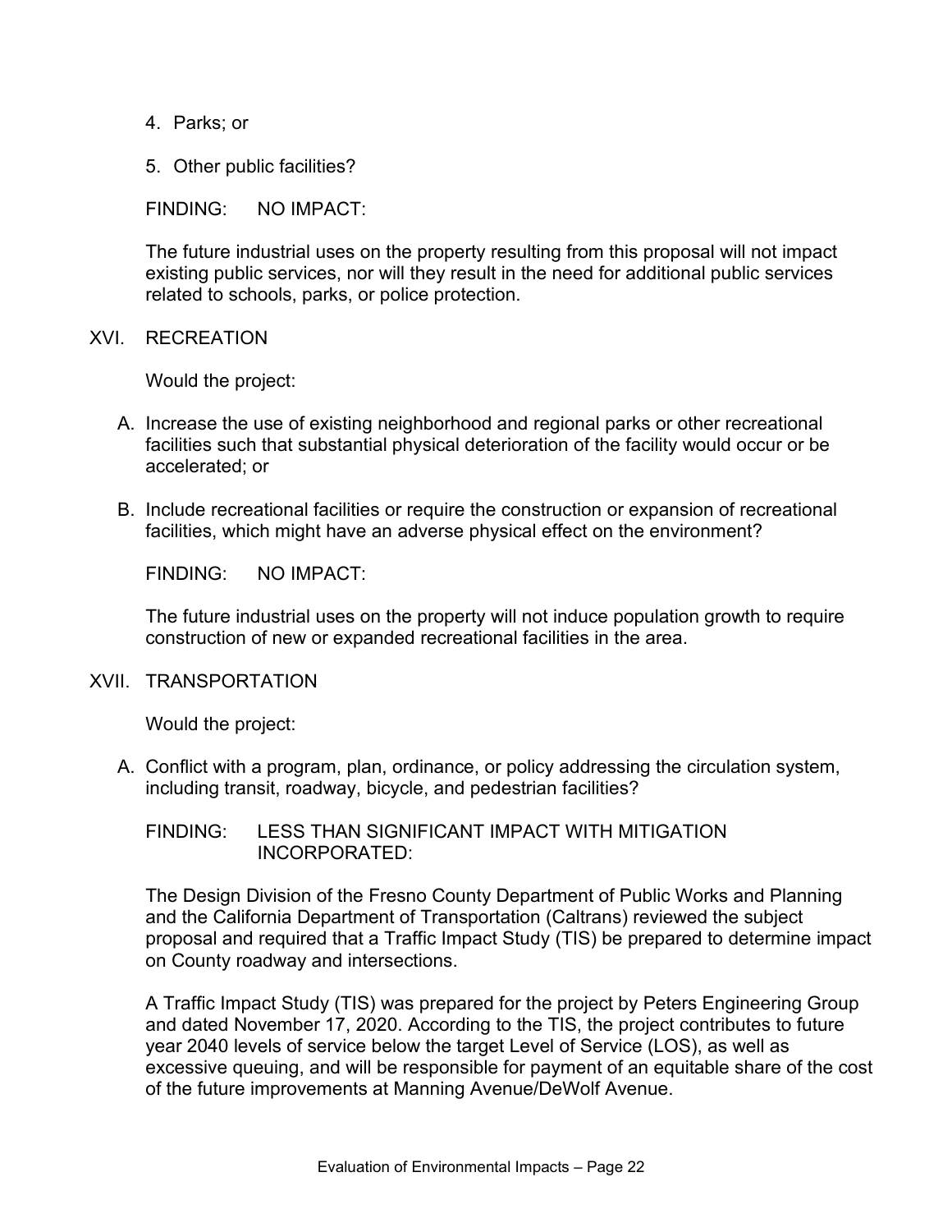4. Parks; or

5. Other public facilities?

FINDING: NO IMPACT:

The future industrial uses on the property resulting from this proposal will not impact existing public services, nor will they result in the need for additional public services related to schools, parks, or police protection.

## XVI. RECREATION

Would the project:

A. Increase the use of existing neighborhood and regional parks or other recreational facilities such that substantial physical deterioration of the facility would occur or be accelerated; or

B. Include recreational facilities or require the construction or expansion of recreational facilities, which might have an adverse physical effect on the environment?

FINDING: NO IMPACT:

The future industrial uses on the property will not induce population growth to require construction of new or expanded recreational facilities in the area.

## XVII. TRANSPORTATION

Would the project:

A. Conflict with a program, plan, ordinance, or policy addressing the circulation system, including transit, roadway, bicycle, and pedestrian facilities?

FINDING: LESS THAN SIGNIFICANT IMPACT WITH MITIGATION INCORPORATED:

The Design Division of the Fresno County Department of Public Works and Planning and the California Department of Transportation (Caltrans) reviewed the subject proposal and required that a Traffic Impact Study (TIS) be prepared to determine impact on County roadway and intersections.

A Traffic Impact Study (TIS) was prepared for the project by Peters Engineering Group and dated November 17, 2020. According to the TIS, the project contributes to future year 2040 levels of service below the target Level of Service (LOS), as well as excessive queuing, and will be responsible for payment of an equitable share of the cost of the future improvements at Manning Avenue/DeWolf Avenue.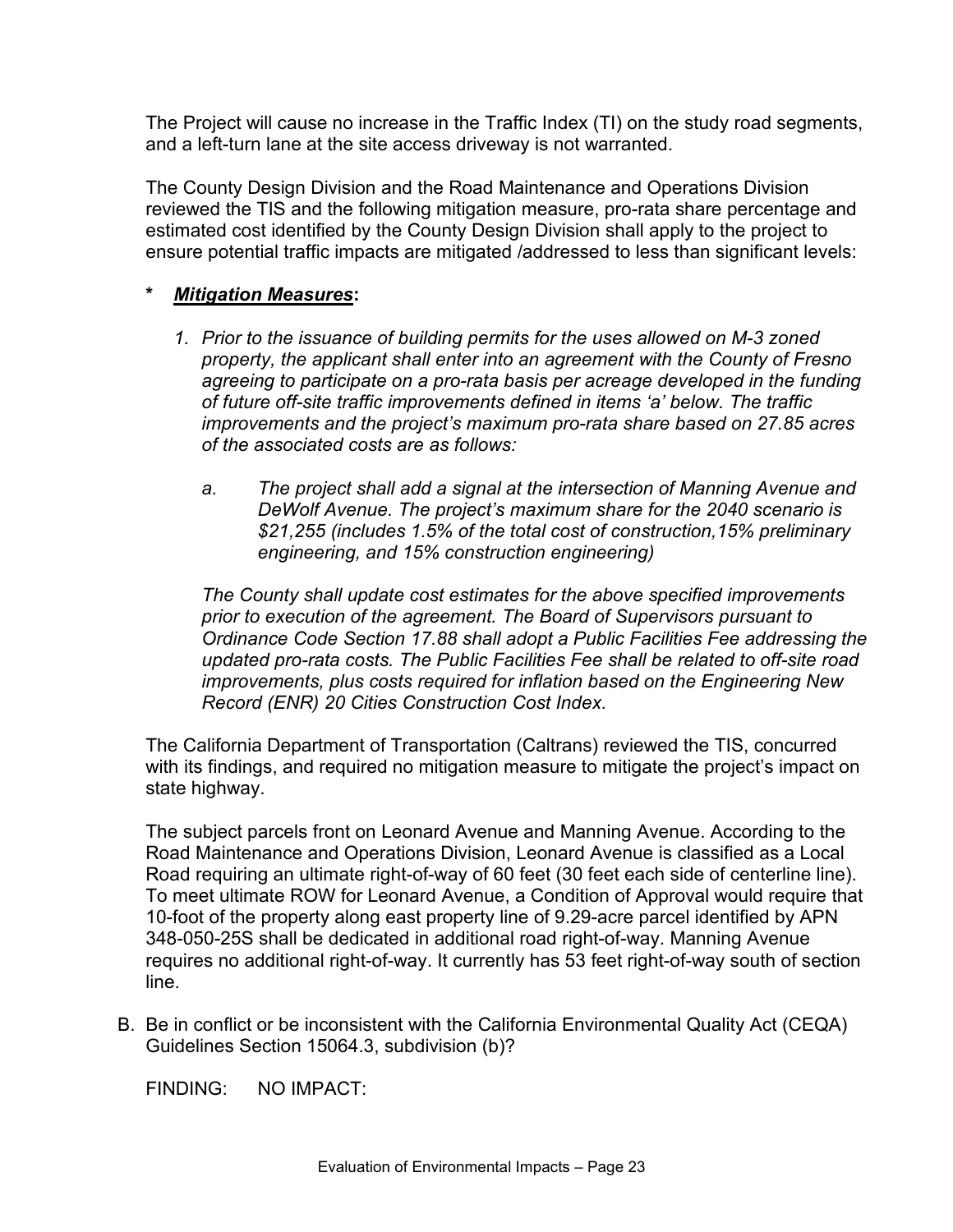The Project will cause no increase in the Traffic Index (TI) on the study road segments, and a left-turn lane at the site access driveway is not warranted.

The County Design Division and the Road Maintenance and Operations Division reviewed the TIS and the following mitigation measure, pro-rata share percentage and estimated cost identified by the County Design Division shall apply to the project to ensure potential traffic impacts are mitigated /addressed to less than significant levels:

**\*** ***Mitigation Measures*:**

1. *Prior to the issuance of building permits for the uses allowed on M-3 zoned property, the applicant shall enter into an agreement with the County of Fresno agreeing to participate on a pro-rata basis per acreage developed in the funding of future off-site traffic improvements defined in items 'a' below. The traffic improvements and the project's maximum pro-rata share based on 27.85 acres of the associated costs are as follows:*

    a. *The project shall add a signal at the intersection of Manning Avenue and DeWolf Avenue. The project's maximum share for the 2040 scenario is $21,255 (includes 1.5% of the total cost of construction,15% preliminary engineering, and 15% construction engineering)*

    *The County shall update cost estimates for the above specified improvements prior to execution of the agreement. The Board of Supervisors pursuant to Ordinance Code Section 17.88 shall adopt a Public Facilities Fee addressing the updated pro-rata costs. The Public Facilities Fee shall be related to off-site road improvements, plus costs required for inflation based on the Engineering New Record (ENR) 20 Cities Construction Cost Index.*

The California Department of Transportation (Caltrans) reviewed the TIS, concurred with its findings, and required no mitigation measure to mitigate the project's impact on state highway.

The subject parcels front on Leonard Avenue and Manning Avenue. According to the Road Maintenance and Operations Division, Leonard Avenue is classified as a Local Road requiring an ultimate right-of-way of 60 feet (30 feet each side of centerline line). To meet ultimate ROW for Leonard Avenue, a Condition of Approval would require that 10-foot of the property along east property line of 9.29-acre parcel identified by APN 348-050-25S shall be dedicated in additional road right-of-way. Manning Avenue requires no additional right-of-way. It currently has 53 feet right-of-way south of section line.

B. Be in conflict or be inconsistent with the California Environmental Quality Act (CEQA) Guidelines Section 15064.3, subdivision (b)?

FINDING: NO IMPACT: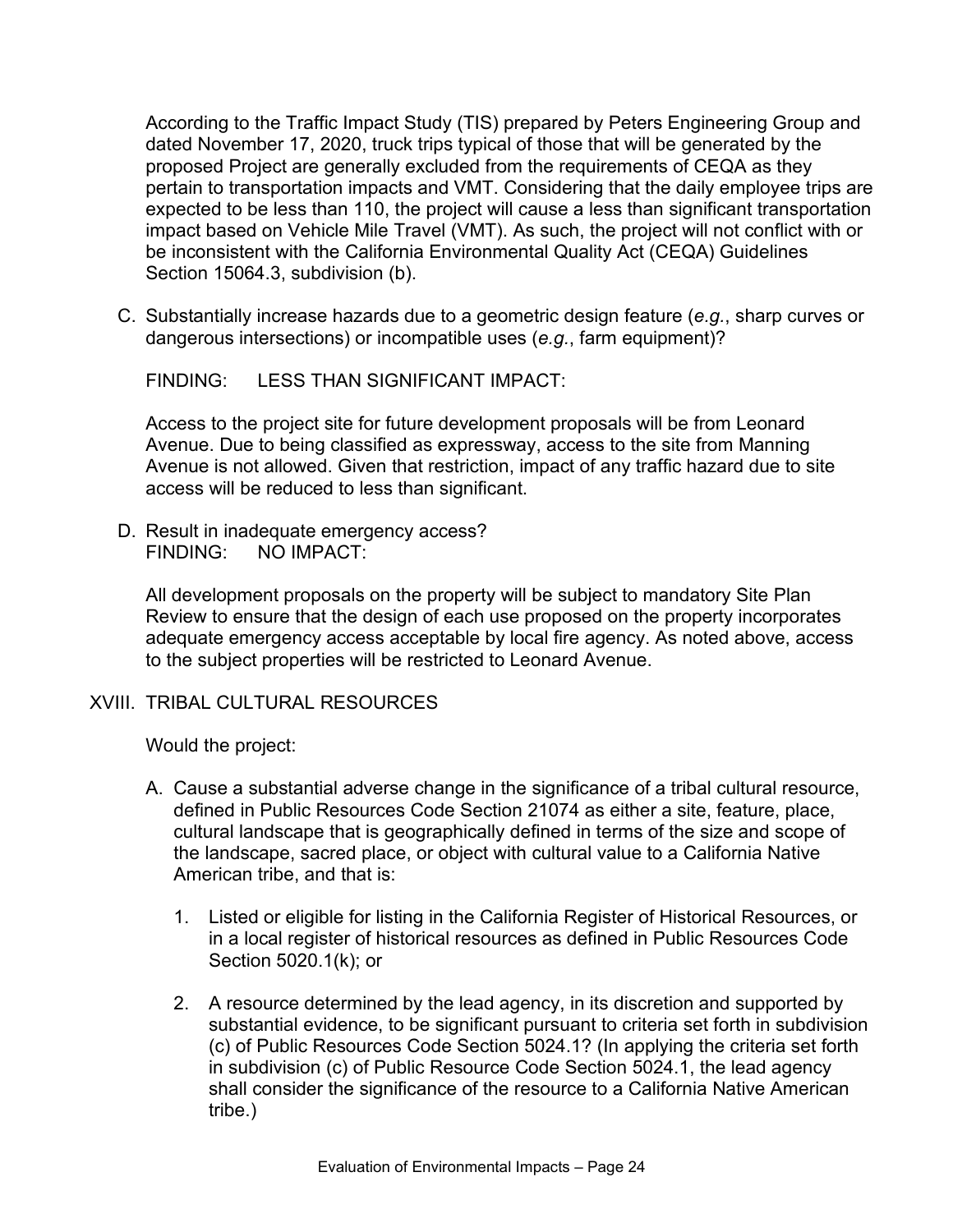According to the Traffic Impact Study (TIS) prepared by Peters Engineering Group and dated November 17, 2020, truck trips typical of those that will be generated by the proposed Project are generally excluded from the requirements of CEQA as they pertain to transportation impacts and VMT. Considering that the daily employee trips are expected to be less than 110, the project will cause a less than significant transportation impact based on Vehicle Mile Travel (VMT). As such, the project will not conflict with or be inconsistent with the California Environmental Quality Act (CEQA) Guidelines Section 15064.3, subdivision (b).

C. Substantially increase hazards due to a geometric design feature (*e.g.*, sharp curves or dangerous intersections) or incompatible uses (*e.g.*, farm equipment)?

FINDING: LESS THAN SIGNIFICANT IMPACT:

Access to the project site for future development proposals will be from Leonard Avenue. Due to being classified as expressway, access to the site from Manning Avenue is not allowed. Given that restriction, impact of any traffic hazard due to site access will be reduced to less than significant.

D. Result in inadequate emergency access?
FINDING: NO IMPACT:

All development proposals on the property will be subject to mandatory Site Plan Review to ensure that the design of each use proposed on the property incorporates adequate emergency access acceptable by local fire agency. As noted above, access to the subject properties will be restricted to Leonard Avenue.

## XVIII. TRIBAL CULTURAL RESOURCES

Would the project:

A. Cause a substantial adverse change in the significance of a tribal cultural resource, defined in Public Resources Code Section 21074 as either a site, feature, place, cultural landscape that is geographically defined in terms of the size and scope of the landscape, sacred place, or object with cultural value to a California Native American tribe, and that is:

   1. Listed or eligible for listing in the California Register of Historical Resources, or in a local register of historical resources as defined in Public Resources Code Section 5020.1(k); or

   2. A resource determined by the lead agency, in its discretion and supported by substantial evidence, to be significant pursuant to criteria set forth in subdivision (c) of Public Resources Code Section 5024.1? (In applying the criteria set forth in subdivision (c) of Public Resource Code Section 5024.1, the lead agency shall consider the significance of the resource to a California Native American tribe.)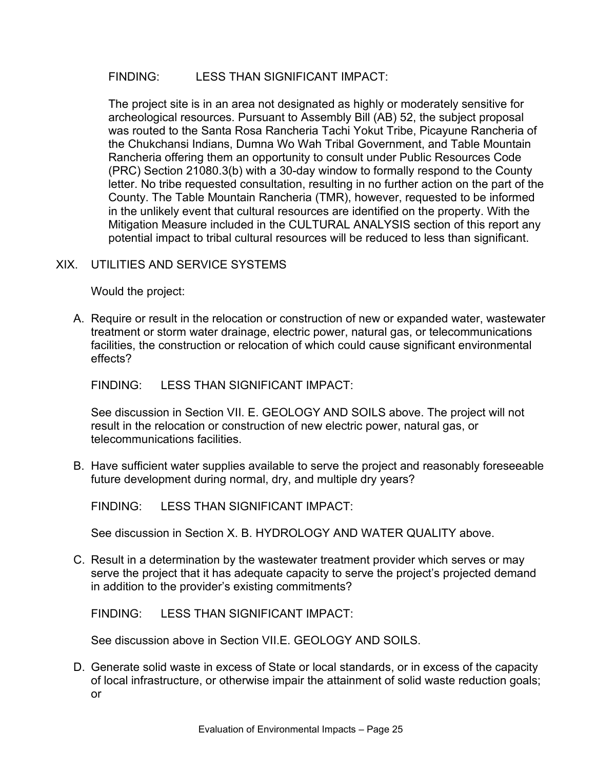FINDING: LESS THAN SIGNIFICANT IMPACT:

The project site is in an area not designated as highly or moderately sensitive for archeological resources. Pursuant to Assembly Bill (AB) 52, the subject proposal was routed to the Santa Rosa Rancheria Tachi Yokut Tribe, Picayune Rancheria of the Chukchansi Indians, Dumna Wo Wah Tribal Government, and Table Mountain Rancheria offering them an opportunity to consult under Public Resources Code (PRC) Section 21080.3(b) with a 30-day window to formally respond to the County letter. No tribe requested consultation, resulting in no further action on the part of the County. The Table Mountain Rancheria (TMR), however, requested to be informed in the unlikely event that cultural resources are identified on the property. With the Mitigation Measure included in the CULTURAL ANALYSIS section of this report any potential impact to tribal cultural resources will be reduced to less than significant.

## XIX. UTILITIES AND SERVICE SYSTEMS

Would the project:

A. Require or result in the relocation or construction of new or expanded water, wastewater treatment or storm water drainage, electric power, natural gas, or telecommunications facilities, the construction or relocation of which could cause significant environmental effects?

FINDING: LESS THAN SIGNIFICANT IMPACT:

See discussion in Section VII. E. GEOLOGY AND SOILS above. The project will not result in the relocation or construction of new electric power, natural gas, or telecommunications facilities.

B. Have sufficient water supplies available to serve the project and reasonably foreseeable future development during normal, dry, and multiple dry years?

FINDING: LESS THAN SIGNIFICANT IMPACT:

See discussion in Section X. B. HYDROLOGY AND WATER QUALITY above.

C. Result in a determination by the wastewater treatment provider which serves or may serve the project that it has adequate capacity to serve the project's projected demand in addition to the provider's existing commitments?

FINDING: LESS THAN SIGNIFICANT IMPACT:

See discussion above in Section VII.E. GEOLOGY AND SOILS.

D. Generate solid waste in excess of State or local standards, or in excess of the capacity of local infrastructure, or otherwise impair the attainment of solid waste reduction goals; or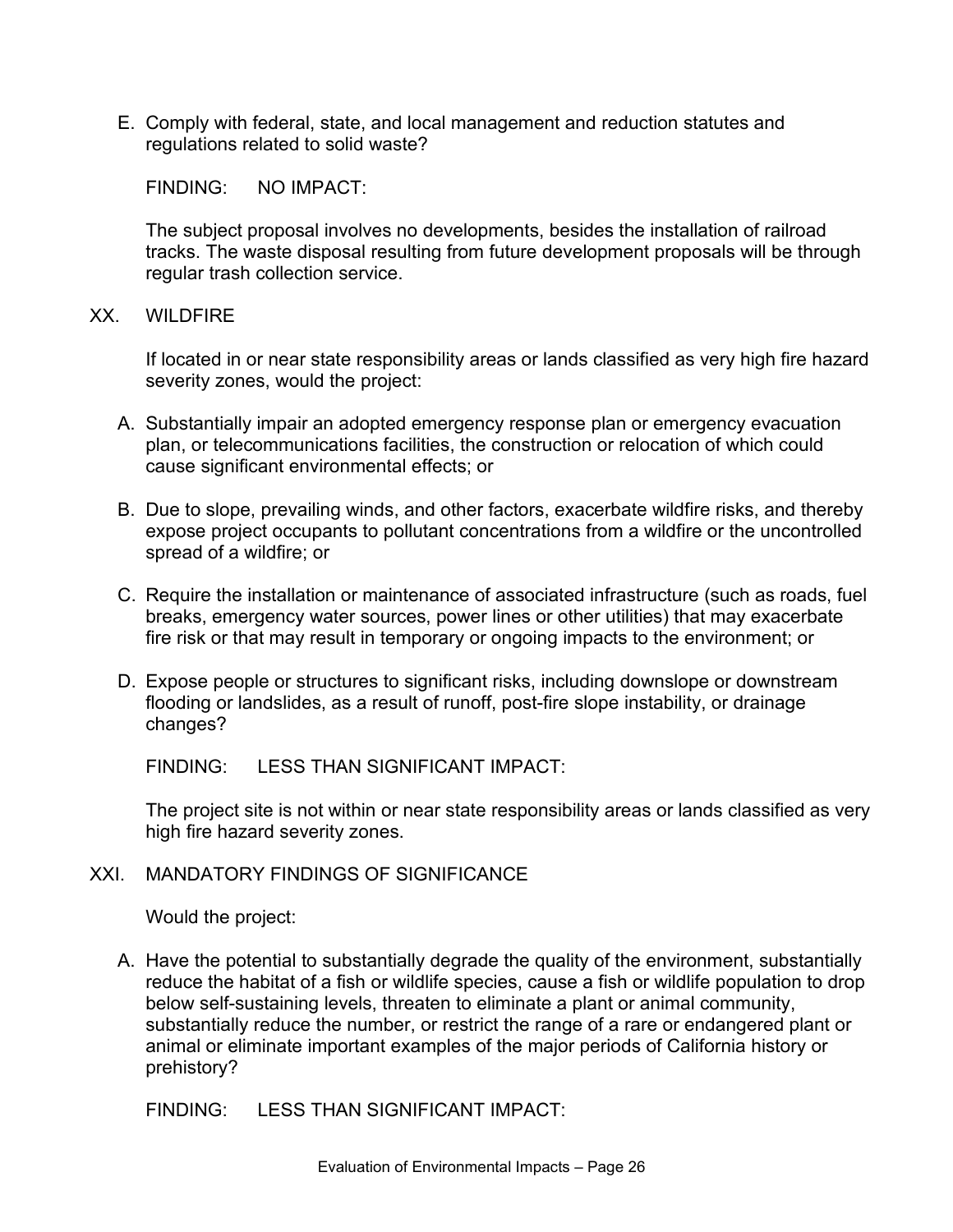E. Comply with federal, state, and local management and reduction statutes and regulations related to solid waste?

FINDING: NO IMPACT:

The subject proposal involves no developments, besides the installation of railroad tracks. The waste disposal resulting from future development proposals will be through regular trash collection service.

## XX. WILDFIRE

If located in or near state responsibility areas or lands classified as very high fire hazard severity zones, would the project:

A. Substantially impair an adopted emergency response plan or emergency evacuation plan, or telecommunications facilities, the construction or relocation of which could cause significant environmental effects; or

B. Due to slope, prevailing winds, and other factors, exacerbate wildfire risks, and thereby expose project occupants to pollutant concentrations from a wildfire or the uncontrolled spread of a wildfire; or

C. Require the installation or maintenance of associated infrastructure (such as roads, fuel breaks, emergency water sources, power lines or other utilities) that may exacerbate fire risk or that may result in temporary or ongoing impacts to the environment; or

D. Expose people or structures to significant risks, including downslope or downstream flooding or landslides, as a result of runoff, post-fire slope instability, or drainage changes?

FINDING: LESS THAN SIGNIFICANT IMPACT:

The project site is not within or near state responsibility areas or lands classified as very high fire hazard severity zones.

## XXI. MANDATORY FINDINGS OF SIGNIFICANCE

Would the project:

A. Have the potential to substantially degrade the quality of the environment, substantially reduce the habitat of a fish or wildlife species, cause a fish or wildlife population to drop below self-sustaining levels, threaten to eliminate a plant or animal community, substantially reduce the number, or restrict the range of a rare or endangered plant or animal or eliminate important examples of the major periods of California history or prehistory?

FINDING: LESS THAN SIGNIFICANT IMPACT: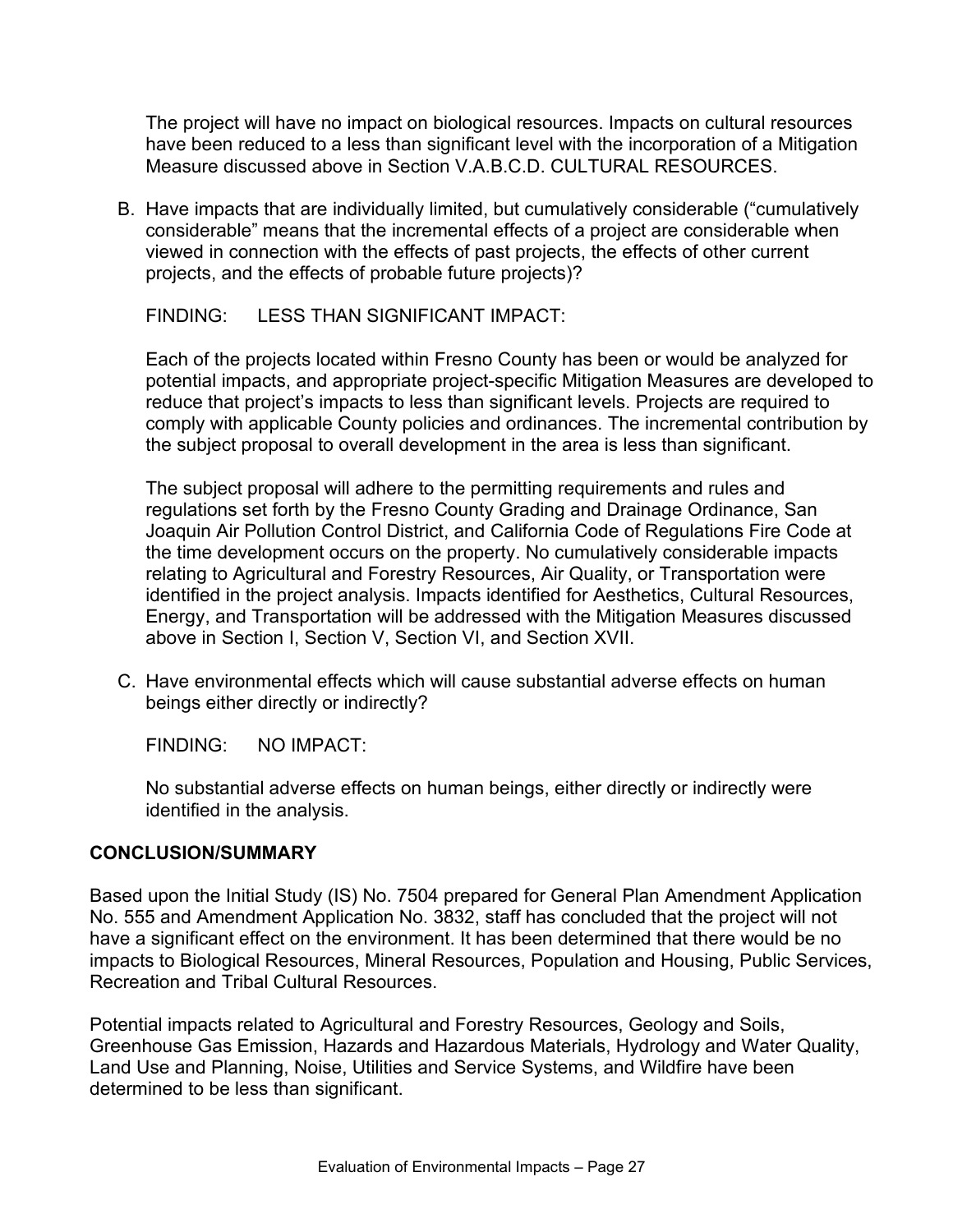The project will have no impact on biological resources. Impacts on cultural resources have been reduced to a less than significant level with the incorporation of a Mitigation Measure discussed above in Section V.A.B.C.D. CULTURAL RESOURCES.

B. Have impacts that are individually limited, but cumulatively considerable ("cumulatively considerable" means that the incremental effects of a project are considerable when viewed in connection with the effects of past projects, the effects of other current projects, and the effects of probable future projects)?

   FINDING: LESS THAN SIGNIFICANT IMPACT:

   Each of the projects located within Fresno County has been or would be analyzed for potential impacts, and appropriate project-specific Mitigation Measures are developed to reduce that project's impacts to less than significant levels. Projects are required to comply with applicable County policies and ordinances. The incremental contribution by the subject proposal to overall development in the area is less than significant.

   The subject proposal will adhere to the permitting requirements and rules and regulations set forth by the Fresno County Grading and Drainage Ordinance, San Joaquin Air Pollution Control District, and California Code of Regulations Fire Code at the time development occurs on the property. No cumulatively considerable impacts relating to Agricultural and Forestry Resources, Air Quality, or Transportation were identified in the project analysis. Impacts identified for Aesthetics, Cultural Resources, Energy, and Transportation will be addressed with the Mitigation Measures discussed above in Section I, Section V, Section VI, and Section XVII.

C. Have environmental effects which will cause substantial adverse effects on human beings either directly or indirectly?

   FINDING: NO IMPACT:

   No substantial adverse effects on human beings, either directly or indirectly were identified in the analysis.

## CONCLUSION/SUMMARY

Based upon the Initial Study (IS) No. 7504 prepared for General Plan Amendment Application No. 555 and Amendment Application No. 3832, staff has concluded that the project will not have a significant effect on the environment. It has been determined that there would be no impacts to Biological Resources, Mineral Resources, Population and Housing, Public Services, Recreation and Tribal Cultural Resources.

Potential impacts related to Agricultural and Forestry Resources, Geology and Soils, Greenhouse Gas Emission, Hazards and Hazardous Materials, Hydrology and Water Quality, Land Use and Planning, Noise, Utilities and Service Systems, and Wildfire have been determined to be less than significant.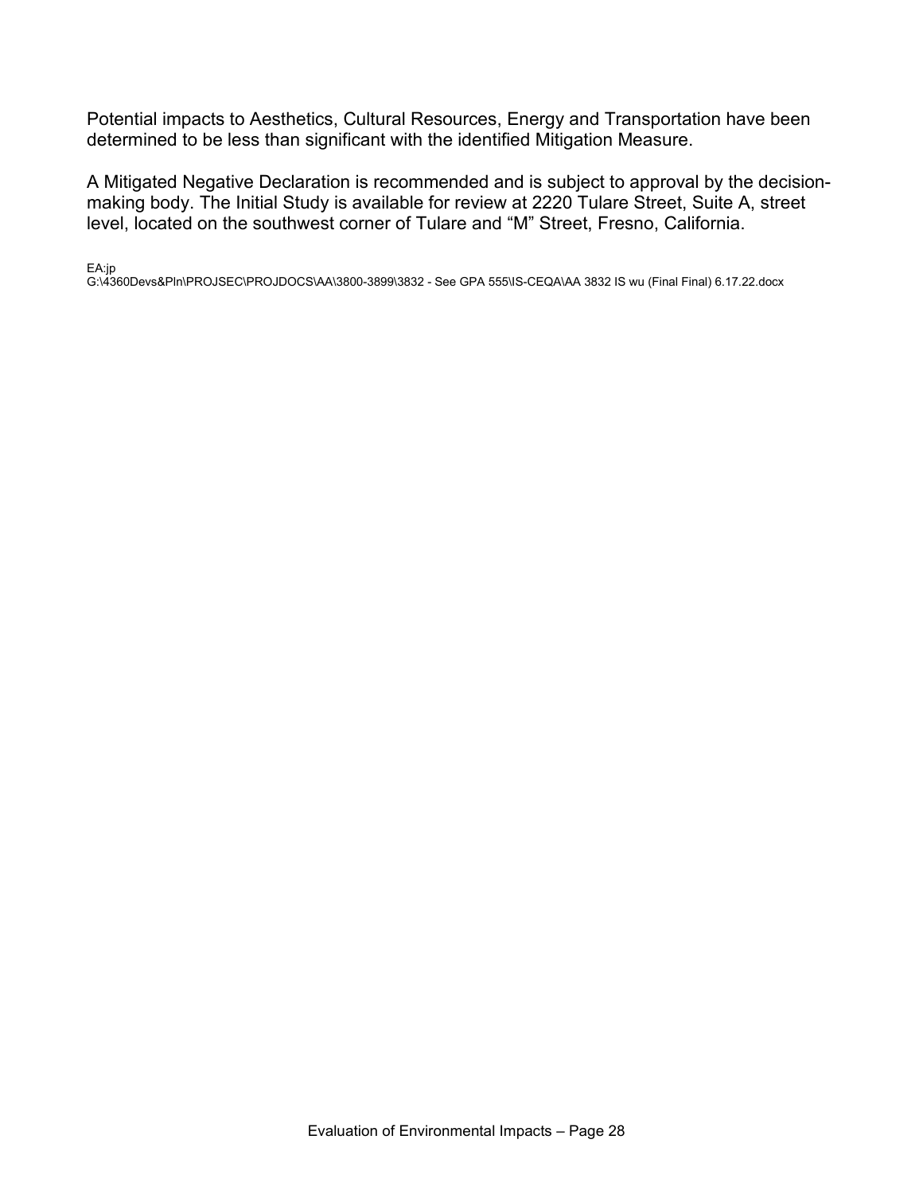Potential impacts to Aesthetics, Cultural Resources, Energy and Transportation have been determined to be less than significant with the identified Mitigation Measure.

A Mitigated Negative Declaration is recommended and is subject to approval by the decision-making body. The Initial Study is available for review at 2220 Tulare Street, Suite A, street level, located on the southwest corner of Tulare and “M” Street, Fresno, California.

EA:jp
G:\4360Devs&Pln\PROJSEC\PROJDOCS\AA\3800-3899\3832 - See GPA 555\IS-CEQA\AA 3832 IS wu (Final Final) 6.17.22.docx